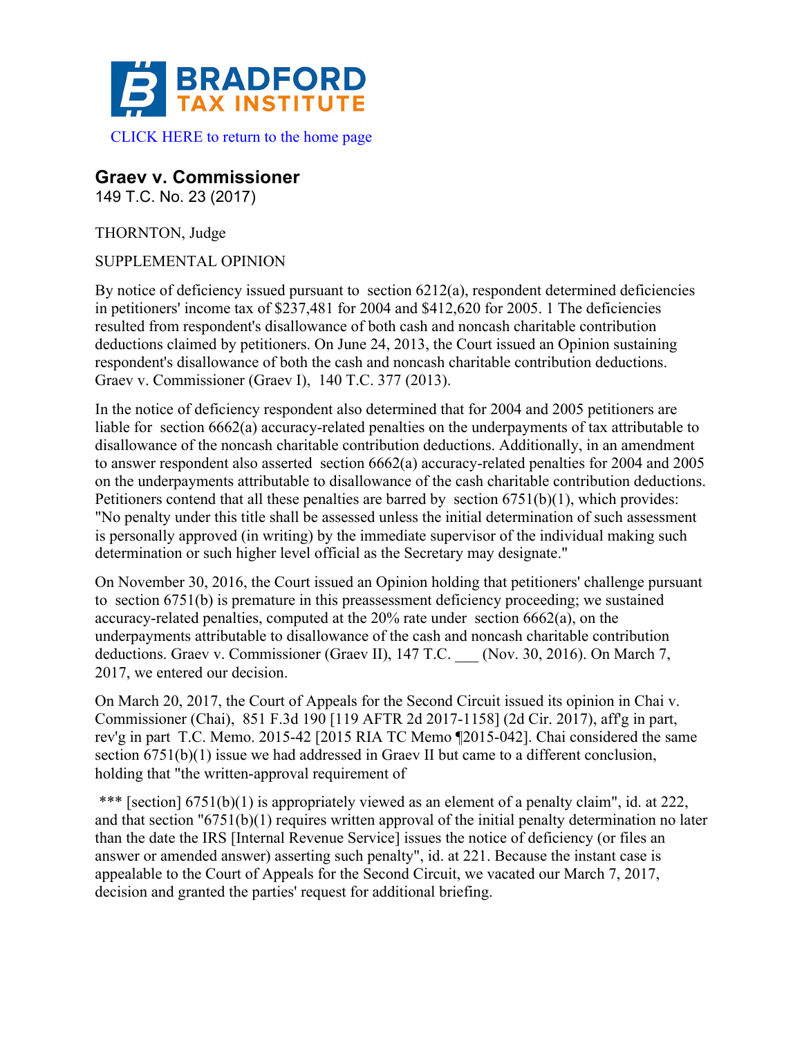**BRADFORD TAX INSTITUTE**

CLICK HERE to return to the home page

## Graev v. Commissioner

149 T.C. No. 23 (2017)

THORNTON, Judge

SUPPLEMENTAL OPINION

By notice of deficiency issued pursuant to section 6212(a), respondent determined deficiencies in petitioners' income tax of $237,481 for 2004 and $412,620 for 2005. 1 The deficiencies resulted from respondent's disallowance of both cash and noncash charitable contribution deductions claimed by petitioners. On June 24, 2013, the Court issued an Opinion sustaining respondent's disallowance of both the cash and noncash charitable contribution deductions. Graev v. Commissioner (Graev I), 140 T.C. 377 (2013).

In the notice of deficiency respondent also determined that for 2004 and 2005 petitioners are liable for section 6662(a) accuracy-related penalties on the underpayments of tax attributable to disallowance of the noncash charitable contribution deductions. Additionally, in an amendment to answer respondent also asserted section 6662(a) accuracy-related penalties for 2004 and 2005 on the underpayments attributable to disallowance of the cash charitable contribution deductions. Petitioners contend that all these penalties are barred by section 6751(b)(1), which provides: "No penalty under this title shall be assessed unless the initial determination of such assessment is personally approved (in writing) by the immediate supervisor of the individual making such determination or such higher level official as the Secretary may designate."

On November 30, 2016, the Court issued an Opinion holding that petitioners' challenge pursuant to section 6751(b) is premature in this preassessment deficiency proceeding; we sustained accuracy-related penalties, computed at the 20% rate under section 6662(a), on the underpayments attributable to disallowance of the cash and noncash charitable contribution deductions. Graev v. Commissioner (Graev II), 147 T.C. ___ (Nov. 30, 2016). On March 7, 2017, we entered our decision.

On March 20, 2017, the Court of Appeals for the Second Circuit issued its opinion in Chai v. Commissioner (Chai), 851 F.3d 190 [119 AFTR 2d 2017-1158] (2d Cir. 2017), aff'g in part, rev'g in part T.C. Memo. 2015-42 [2015 RIA TC Memo ¶2015-042]. Chai considered the same section 6751(b)(1) issue we had addressed in Graev II but came to a different conclusion, holding that "the written-approval requirement of

*** [section] 6751(b)(1) is appropriately viewed as an element of a penalty claim", id. at 222, and that section "6751(b)(1) requires written approval of the initial penalty determination no later than the date the IRS [Internal Revenue Service] issues the notice of deficiency (or files an answer or amended answer) asserting such penalty", id. at 221. Because the instant case is appealable to the Court of Appeals for the Second Circuit, we vacated our March 7, 2017, decision and granted the parties' request for additional briefing.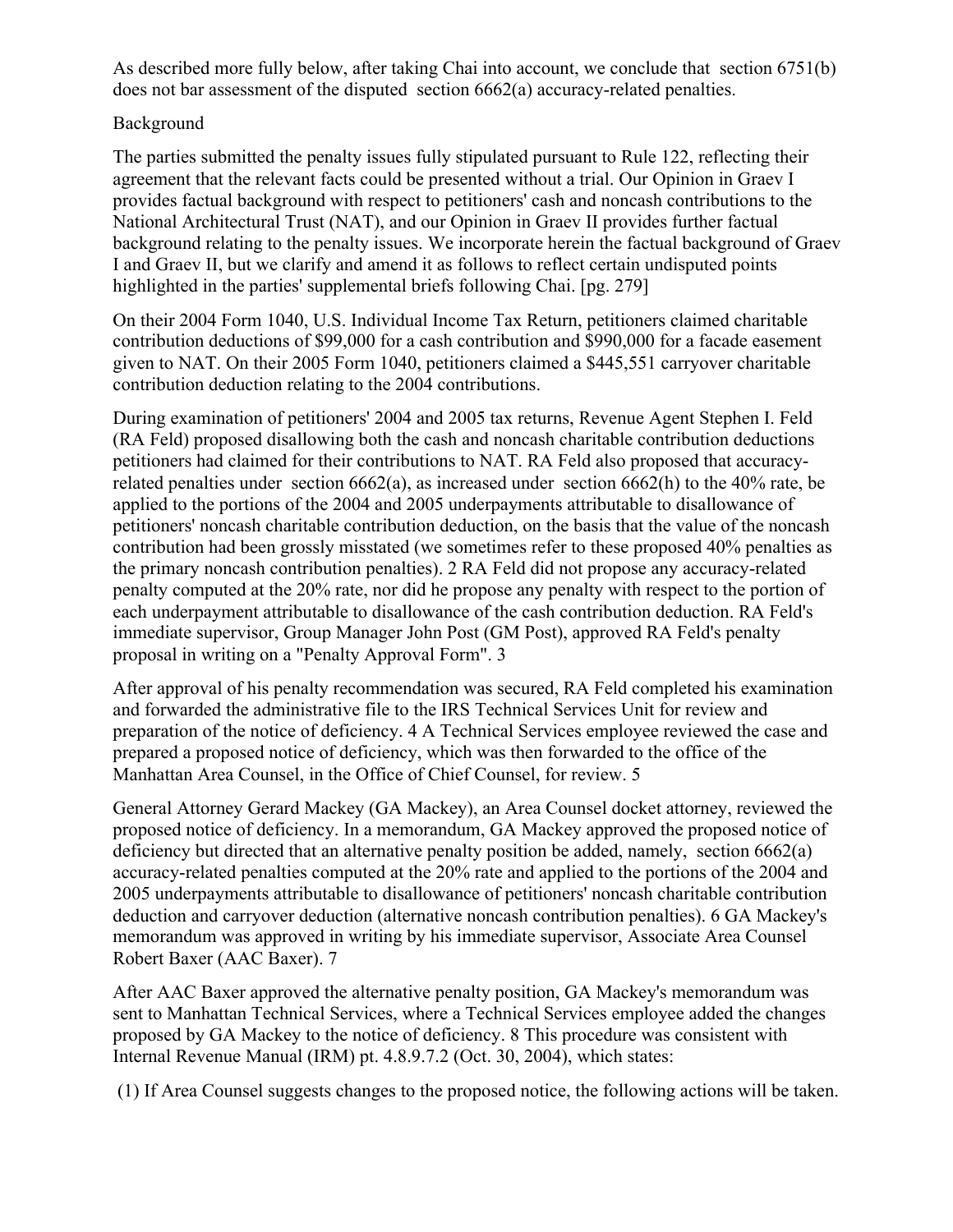As described more fully below, after taking Chai into account, we conclude that section 6751(b) does not bar assessment of the disputed section 6662(a) accuracy-related penalties.

## Background

The parties submitted the penalty issues fully stipulated pursuant to Rule 122, reflecting their agreement that the relevant facts could be presented without a trial. Our Opinion in Graev I provides factual background with respect to petitioners' cash and noncash contributions to the National Architectural Trust (NAT), and our Opinion in Graev II provides further factual background relating to the penalty issues. We incorporate herein the factual background of Graev I and Graev II, but we clarify and amend it as follows to reflect certain undisputed points highlighted in the parties' supplemental briefs following Chai. [pg. 279]

On their 2004 Form 1040, U.S. Individual Income Tax Return, petitioners claimed charitable contribution deductions of $99,000 for a cash contribution and $990,000 for a facade easement given to NAT. On their 2005 Form 1040, petitioners claimed a $445,551 carryover charitable contribution deduction relating to the 2004 contributions.

During examination of petitioners' 2004 and 2005 tax returns, Revenue Agent Stephen I. Feld (RA Feld) proposed disallowing both the cash and noncash charitable contribution deductions petitioners had claimed for their contributions to NAT. RA Feld also proposed that accuracy-related penalties under section 6662(a), as increased under section 6662(h) to the 40% rate, be applied to the portions of the 2004 and 2005 underpayments attributable to disallowance of petitioners' noncash charitable contribution deduction, on the basis that the value of the noncash contribution had been grossly misstated (we sometimes refer to these proposed 40% penalties as the primary noncash contribution penalties). 2 RA Feld did not propose any accuracy-related penalty computed at the 20% rate, nor did he propose any penalty with respect to the portion of each underpayment attributable to disallowance of the cash contribution deduction. RA Feld's immediate supervisor, Group Manager John Post (GM Post), approved RA Feld's penalty proposal in writing on a "Penalty Approval Form". 3

After approval of his penalty recommendation was secured, RA Feld completed his examination and forwarded the administrative file to the IRS Technical Services Unit for review and preparation of the notice of deficiency. 4 A Technical Services employee reviewed the case and prepared a proposed notice of deficiency, which was then forwarded to the office of the Manhattan Area Counsel, in the Office of Chief Counsel, for review. 5

General Attorney Gerard Mackey (GA Mackey), an Area Counsel docket attorney, reviewed the proposed notice of deficiency. In a memorandum, GA Mackey approved the proposed notice of deficiency but directed that an alternative penalty position be added, namely, section 6662(a) accuracy-related penalties computed at the 20% rate and applied to the portions of the 2004 and 2005 underpayments attributable to disallowance of petitioners' noncash charitable contribution deduction and carryover deduction (alternative noncash contribution penalties). 6 GA Mackey's memorandum was approved in writing by his immediate supervisor, Associate Area Counsel Robert Baxer (AAC Baxer). 7

After AAC Baxer approved the alternative penalty position, GA Mackey's memorandum was sent to Manhattan Technical Services, where a Technical Services employee added the changes proposed by GA Mackey to the notice of deficiency. 8 This procedure was consistent with Internal Revenue Manual (IRM) pt. 4.8.9.7.2 (Oct. 30, 2004), which states:

(1) If Area Counsel suggests changes to the proposed notice, the following actions will be taken.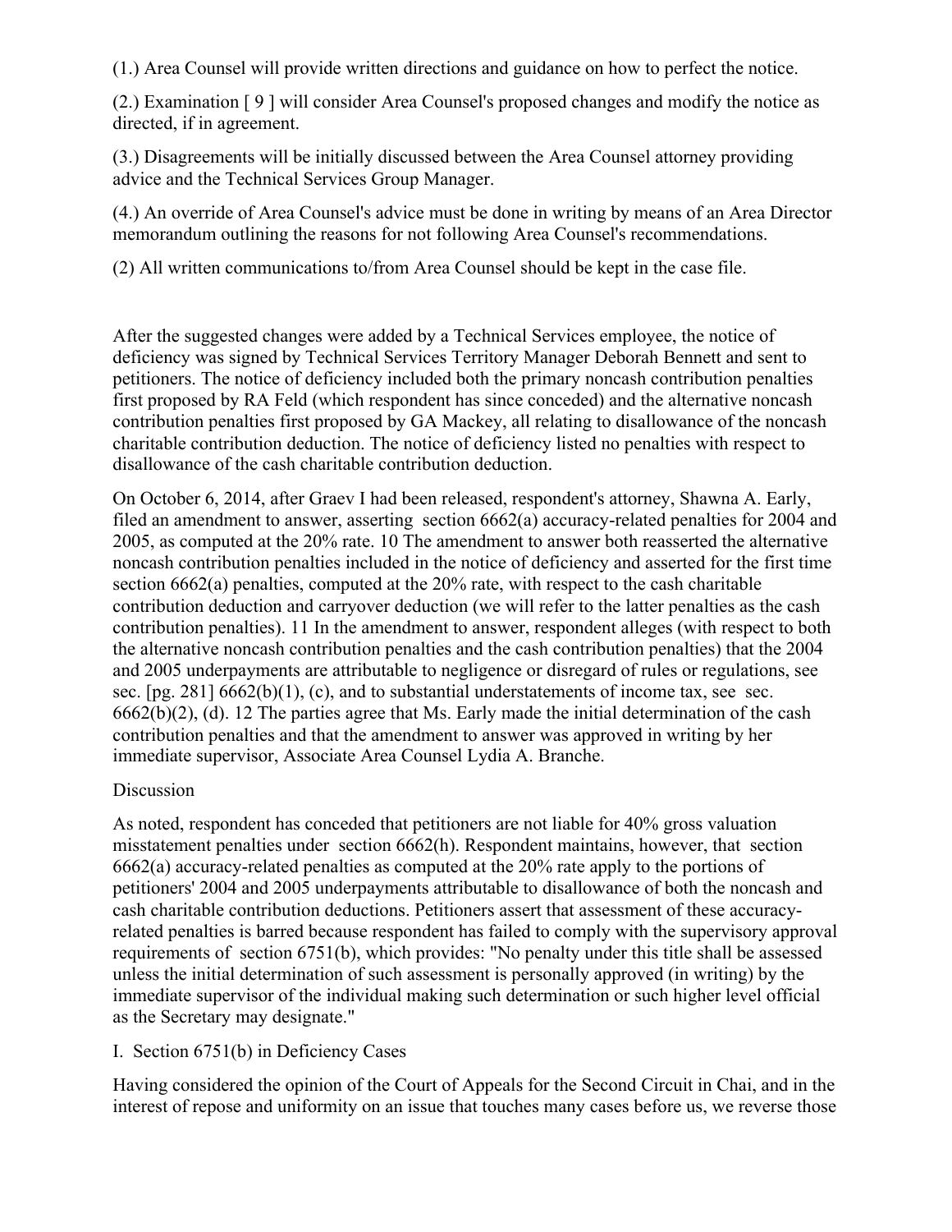(1.) Area Counsel will provide written directions and guidance on how to perfect the notice.

(2.) Examination [ 9 ] will consider Area Counsel's proposed changes and modify the notice as directed, if in agreement.

(3.) Disagreements will be initially discussed between the Area Counsel attorney providing advice and the Technical Services Group Manager.

(4.) An override of Area Counsel's advice must be done in writing by means of an Area Director memorandum outlining the reasons for not following Area Counsel's recommendations.

(2) All written communications to/from Area Counsel should be kept in the case file.

After the suggested changes were added by a Technical Services employee, the notice of deficiency was signed by Technical Services Territory Manager Deborah Bennett and sent to petitioners. The notice of deficiency included both the primary noncash contribution penalties first proposed by RA Feld (which respondent has since conceded) and the alternative noncash contribution penalties first proposed by GA Mackey, all relating to disallowance of the noncash charitable contribution deduction. The notice of deficiency listed no penalties with respect to disallowance of the cash charitable contribution deduction.

On October 6, 2014, after Graev I had been released, respondent's attorney, Shawna A. Early, filed an amendment to answer, asserting section 6662(a) accuracy-related penalties for 2004 and 2005, as computed at the 20% rate. 10 The amendment to answer both reasserted the alternative noncash contribution penalties included in the notice of deficiency and asserted for the first time section 6662(a) penalties, computed at the 20% rate, with respect to the cash charitable contribution deduction and carryover deduction (we will refer to the latter penalties as the cash contribution penalties). 11 In the amendment to answer, respondent alleges (with respect to both the alternative noncash contribution penalties and the cash contribution penalties) that the 2004 and 2005 underpayments are attributable to negligence or disregard of rules or regulations, see sec. [pg. 281] 6662(b)(1), (c), and to substantial understatements of income tax, see sec. 6662(b)(2), (d). 12 The parties agree that Ms. Early made the initial determination of the cash contribution penalties and that the amendment to answer was approved in writing by her immediate supervisor, Associate Area Counsel Lydia A. Branche.

## Discussion

As noted, respondent has conceded that petitioners are not liable for 40% gross valuation misstatement penalties under section 6662(h). Respondent maintains, however, that section 6662(a) accuracy-related penalties as computed at the 20% rate apply to the portions of petitioners' 2004 and 2005 underpayments attributable to disallowance of both the noncash and cash charitable contribution deductions. Petitioners assert that assessment of these accuracy-related penalties is barred because respondent has failed to comply with the supervisory approval requirements of section 6751(b), which provides: "No penalty under this title shall be assessed unless the initial determination of such assessment is personally approved (in writing) by the immediate supervisor of the individual making such determination or such higher level official as the Secretary may designate."

### I. Section 6751(b) in Deficiency Cases

Having considered the opinion of the Court of Appeals for the Second Circuit in Chai, and in the interest of repose and uniformity on an issue that touches many cases before us, we reverse those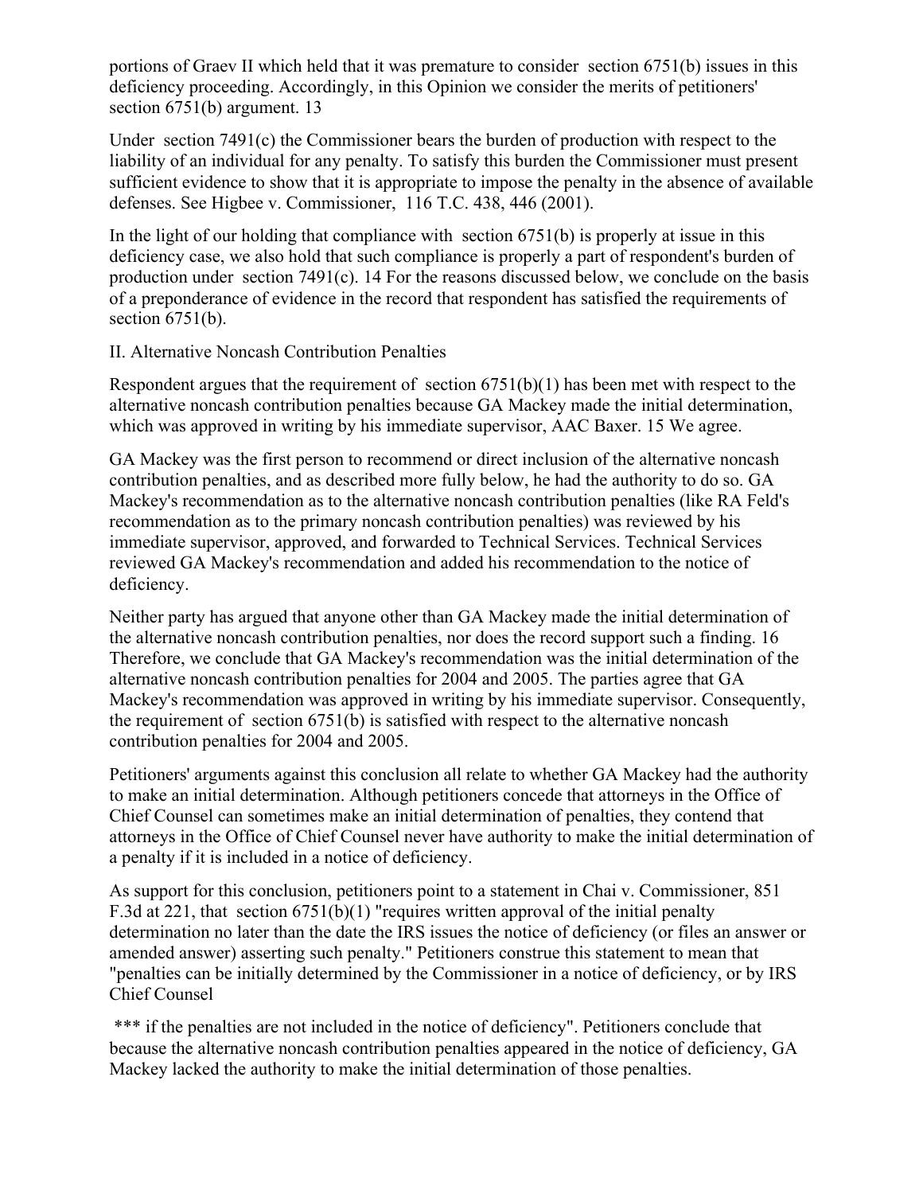portions of Graev II which held that it was premature to consider section 6751(b) issues in this deficiency proceeding. Accordingly, in this Opinion we consider the merits of petitioners' section 6751(b) argument. 13

Under section 7491(c) the Commissioner bears the burden of production with respect to the liability of an individual for any penalty. To satisfy this burden the Commissioner must present sufficient evidence to show that it is appropriate to impose the penalty in the absence of available defenses. See Higbee v. Commissioner, 116 T.C. 438, 446 (2001).

In the light of our holding that compliance with section 6751(b) is properly at issue in this deficiency case, we also hold that such compliance is properly a part of respondent's burden of production under section 7491(c). 14 For the reasons discussed below, we conclude on the basis of a preponderance of evidence in the record that respondent has satisfied the requirements of section 6751(b).

## II. Alternative Noncash Contribution Penalties

Respondent argues that the requirement of section 6751(b)(1) has been met with respect to the alternative noncash contribution penalties because GA Mackey made the initial determination, which was approved in writing by his immediate supervisor, AAC Baxer. 15 We agree.

GA Mackey was the first person to recommend or direct inclusion of the alternative noncash contribution penalties, and as described more fully below, he had the authority to do so. GA Mackey's recommendation as to the alternative noncash contribution penalties (like RA Feld's recommendation as to the primary noncash contribution penalties) was reviewed by his immediate supervisor, approved, and forwarded to Technical Services. Technical Services reviewed GA Mackey's recommendation and added his recommendation to the notice of deficiency.

Neither party has argued that anyone other than GA Mackey made the initial determination of the alternative noncash contribution penalties, nor does the record support such a finding. 16 Therefore, we conclude that GA Mackey's recommendation was the initial determination of the alternative noncash contribution penalties for 2004 and 2005. The parties agree that GA Mackey's recommendation was approved in writing by his immediate supervisor. Consequently, the requirement of section 6751(b) is satisfied with respect to the alternative noncash contribution penalties for 2004 and 2005.

Petitioners' arguments against this conclusion all relate to whether GA Mackey had the authority to make an initial determination. Although petitioners concede that attorneys in the Office of Chief Counsel can sometimes make an initial determination of penalties, they contend that attorneys in the Office of Chief Counsel never have authority to make the initial determination of a penalty if it is included in a notice of deficiency.

As support for this conclusion, petitioners point to a statement in Chai v. Commissioner, 851 F.3d at 221, that section 6751(b)(1) "requires written approval of the initial penalty determination no later than the date the IRS issues the notice of deficiency (or files an answer or amended answer) asserting such penalty." Petitioners construe this statement to mean that "penalties can be initially determined by the Commissioner in a notice of deficiency, or by IRS Chief Counsel

*** if the penalties are not included in the notice of deficiency". Petitioners conclude that because the alternative noncash contribution penalties appeared in the notice of deficiency, GA Mackey lacked the authority to make the initial determination of those penalties.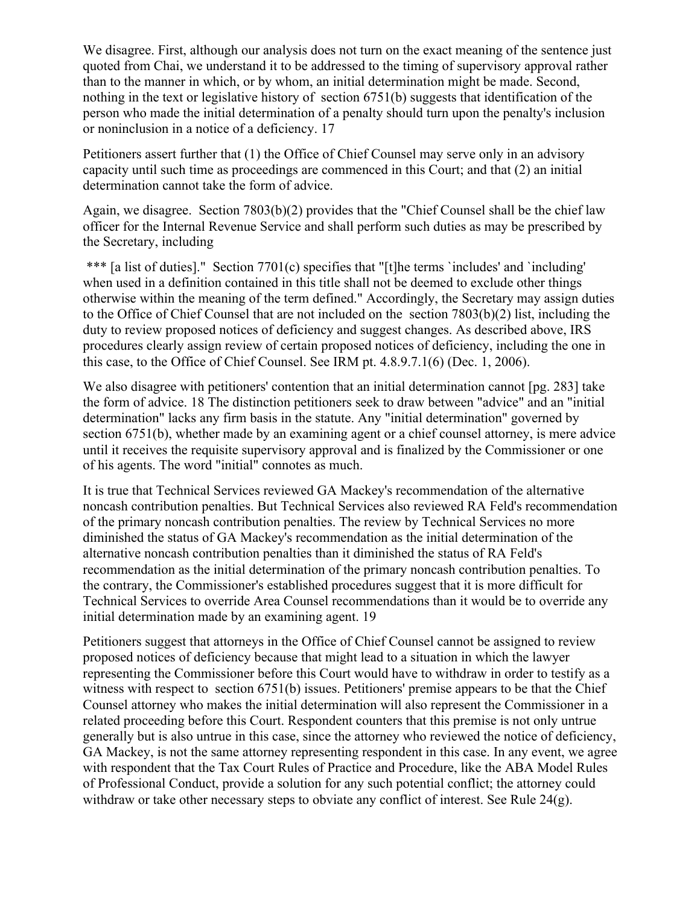We disagree. First, although our analysis does not turn on the exact meaning of the sentence just quoted from Chai, we understand it to be addressed to the timing of supervisory approval rather than to the manner in which, or by whom, an initial determination might be made. Second, nothing in the text or legislative history of section 6751(b) suggests that identification of the person who made the initial determination of a penalty should turn upon the penalty's inclusion or noninclusion in a notice of a deficiency. 17

Petitioners assert further that (1) the Office of Chief Counsel may serve only in an advisory capacity until such time as proceedings are commenced in this Court; and that (2) an initial determination cannot take the form of advice.

Again, we disagree. Section 7803(b)(2) provides that the "Chief Counsel shall be the chief law officer for the Internal Revenue Service and shall perform such duties as may be prescribed by the Secretary, including

*** [a list of duties]." Section 7701(c) specifies that "[t]he terms `includes' and `including' when used in a definition contained in this title shall not be deemed to exclude other things otherwise within the meaning of the term defined." Accordingly, the Secretary may assign duties to the Office of Chief Counsel that are not included on the section 7803(b)(2) list, including the duty to review proposed notices of deficiency and suggest changes. As described above, IRS procedures clearly assign review of certain proposed notices of deficiency, including the one in this case, to the Office of Chief Counsel. See IRM pt. 4.8.9.7.1(6) (Dec. 1, 2006).

We also disagree with petitioners' contention that an initial determination cannot [pg. 283] take the form of advice. 18 The distinction petitioners seek to draw between "advice" and an "initial determination" lacks any firm basis in the statute. Any "initial determination" governed by section 6751(b), whether made by an examining agent or a chief counsel attorney, is mere advice until it receives the requisite supervisory approval and is finalized by the Commissioner or one of his agents. The word "initial" connotes as much.

It is true that Technical Services reviewed GA Mackey's recommendation of the alternative noncash contribution penalties. But Technical Services also reviewed RA Feld's recommendation of the primary noncash contribution penalties. The review by Technical Services no more diminished the status of GA Mackey's recommendation as the initial determination of the alternative noncash contribution penalties than it diminished the status of RA Feld's recommendation as the initial determination of the primary noncash contribution penalties. To the contrary, the Commissioner's established procedures suggest that it is more difficult for Technical Services to override Area Counsel recommendations than it would be to override any initial determination made by an examining agent. 19

Petitioners suggest that attorneys in the Office of Chief Counsel cannot be assigned to review proposed notices of deficiency because that might lead to a situation in which the lawyer representing the Commissioner before this Court would have to withdraw in order to testify as a witness with respect to section 6751(b) issues. Petitioners' premise appears to be that the Chief Counsel attorney who makes the initial determination will also represent the Commissioner in a related proceeding before this Court. Respondent counters that this premise is not only untrue generally but is also untrue in this case, since the attorney who reviewed the notice of deficiency, GA Mackey, is not the same attorney representing respondent in this case. In any event, we agree with respondent that the Tax Court Rules of Practice and Procedure, like the ABA Model Rules of Professional Conduct, provide a solution for any such potential conflict; the attorney could withdraw or take other necessary steps to obviate any conflict of interest. See Rule 24(g).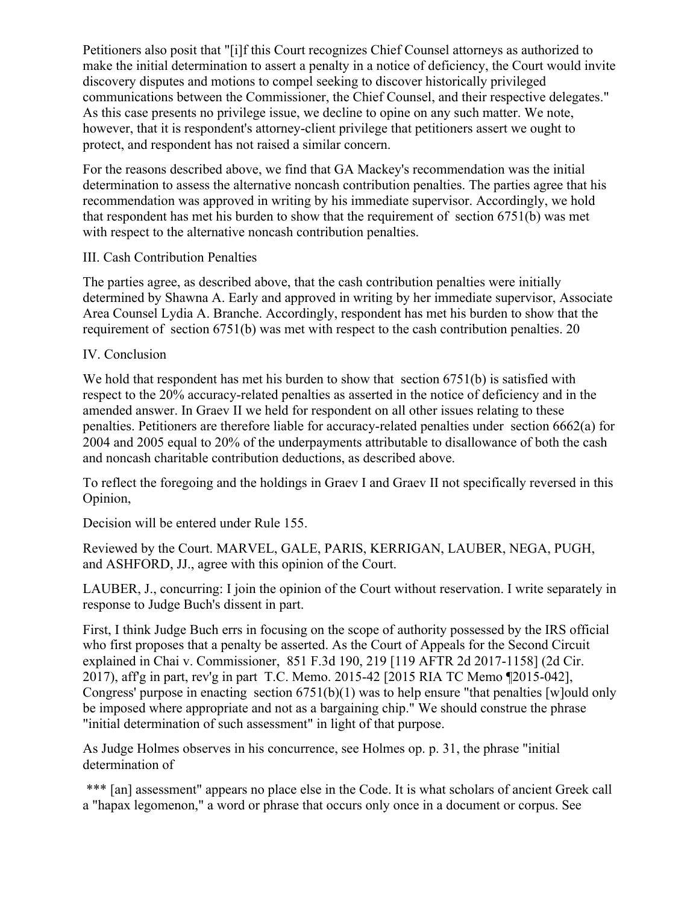Petitioners also posit that "[i]f this Court recognizes Chief Counsel attorneys as authorized to make the initial determination to assert a penalty in a notice of deficiency, the Court would invite discovery disputes and motions to compel seeking to discover historically privileged communications between the Commissioner, the Chief Counsel, and their respective delegates." As this case presents no privilege issue, we decline to opine on any such matter. We note, however, that it is respondent's attorney-client privilege that petitioners assert we ought to protect, and respondent has not raised a similar concern.

For the reasons described above, we find that GA Mackey's recommendation was the initial determination to assess the alternative noncash contribution penalties. The parties agree that his recommendation was approved in writing by his immediate supervisor. Accordingly, we hold that respondent has met his burden to show that the requirement of section 6751(b) was met with respect to the alternative noncash contribution penalties.

## III. Cash Contribution Penalties

The parties agree, as described above, that the cash contribution penalties were initially determined by Shawna A. Early and approved in writing by her immediate supervisor, Associate Area Counsel Lydia A. Branche. Accordingly, respondent has met his burden to show that the requirement of section 6751(b) was met with respect to the cash contribution penalties. 20

## IV. Conclusion

We hold that respondent has met his burden to show that section 6751(b) is satisfied with respect to the 20% accuracy-related penalties as asserted in the notice of deficiency and in the amended answer. In Graev II we held for respondent on all other issues relating to these penalties. Petitioners are therefore liable for accuracy-related penalties under section 6662(a) for 2004 and 2005 equal to 20% of the underpayments attributable to disallowance of both the cash and noncash charitable contribution deductions, as described above.

To reflect the foregoing and the holdings in Graev I and Graev II not specifically reversed in this Opinion,

Decision will be entered under Rule 155.

Reviewed by the Court. MARVEL, GALE, PARIS, KERRIGAN, LAUBER, NEGA, PUGH, and ASHFORD, JJ., agree with this opinion of the Court.

LAUBER, J., concurring: I join the opinion of the Court without reservation. I write separately in response to Judge Buch's dissent in part.

First, I think Judge Buch errs in focusing on the scope of authority possessed by the IRS official who first proposes that a penalty be asserted. As the Court of Appeals for the Second Circuit explained in Chai v. Commissioner, 851 F.3d 190, 219 [119 AFTR 2d 2017-1158] (2d Cir. 2017), aff'g in part, rev'g in part T.C. Memo. 2015-42 [2015 RIA TC Memo ¶2015-042], Congress' purpose in enacting section 6751(b)(1) was to help ensure "that penalties [w]ould only be imposed where appropriate and not as a bargaining chip." We should construe the phrase "initial determination of such assessment" in light of that purpose.

As Judge Holmes observes in his concurrence, see Holmes op. p. 31, the phrase "initial determination of

*** [an] assessment" appears no place else in the Code. It is what scholars of ancient Greek call a "hapax legomenon," a word or phrase that occurs only once in a document or corpus. See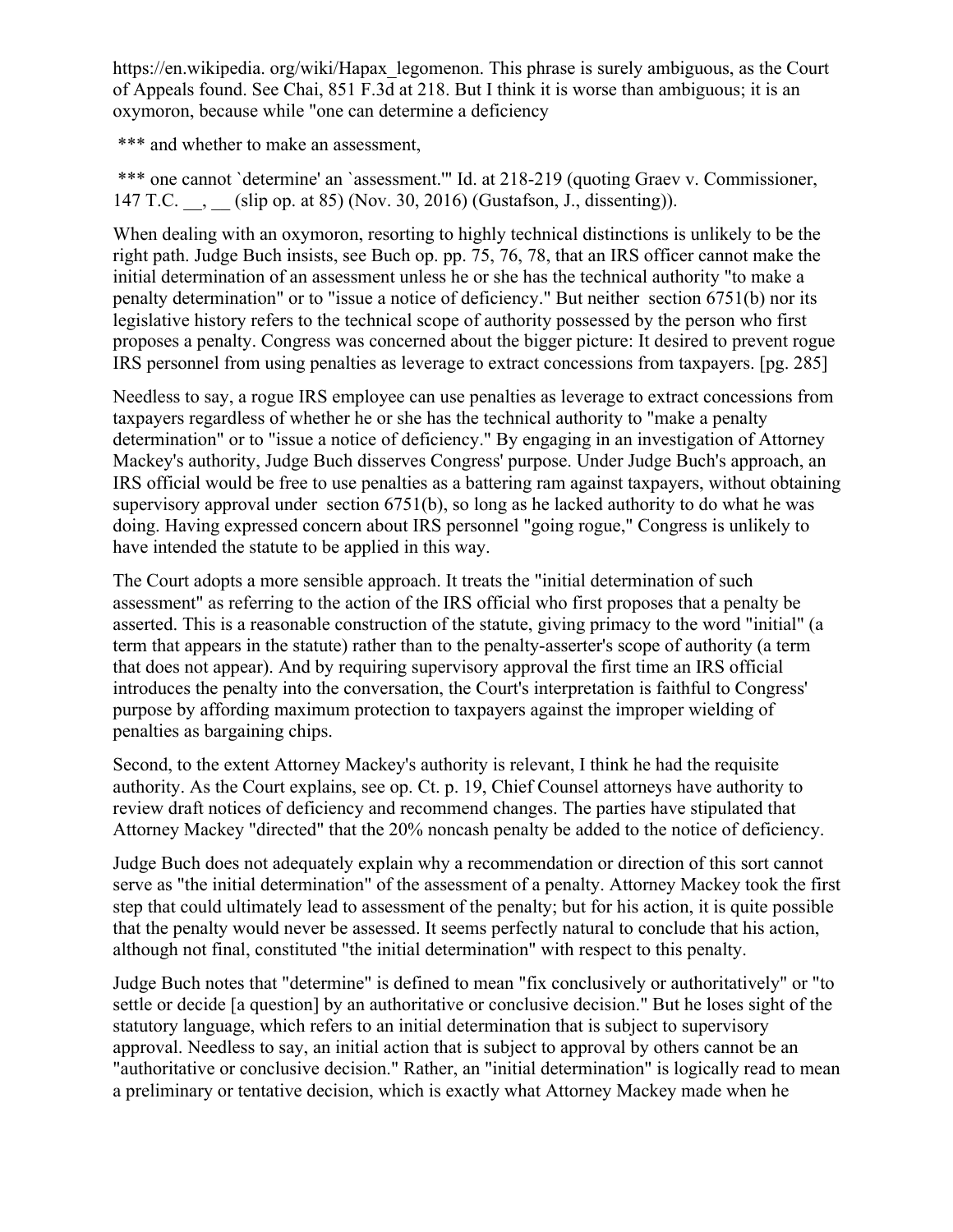https://en.wikipedia. org/wiki/Hapax_legomenon. This phrase is surely ambiguous, as the Court of Appeals found. See Chai, 851 F.3d at 218. But I think it is worse than ambiguous; it is an oxymoron, because while "one can determine a deficiency

*** and whether to make an assessment,

*** one cannot `determine' an `assessment.'" Id. at 218-219 (quoting Graev v. Commissioner, 147 T.C. __, __ (slip op. at 85) (Nov. 30, 2016) (Gustafson, J., dissenting)).

When dealing with an oxymoron, resorting to highly technical distinctions is unlikely to be the right path. Judge Buch insists, see Buch op. pp. 75, 76, 78, that an IRS officer cannot make the initial determination of an assessment unless he or she has the technical authority "to make a penalty determination" or to "issue a notice of deficiency." But neither section 6751(b) nor its legislative history refers to the technical scope of authority possessed by the person who first proposes a penalty. Congress was concerned about the bigger picture: It desired to prevent rogue IRS personnel from using penalties as leverage to extract concessions from taxpayers. [pg. 285]

Needless to say, a rogue IRS employee can use penalties as leverage to extract concessions from taxpayers regardless of whether he or she has the technical authority to "make a penalty determination" or to "issue a notice of deficiency." By engaging in an investigation of Attorney Mackey's authority, Judge Buch disserves Congress' purpose. Under Judge Buch's approach, an IRS official would be free to use penalties as a battering ram against taxpayers, without obtaining supervisory approval under section 6751(b), so long as he lacked authority to do what he was doing. Having expressed concern about IRS personnel "going rogue," Congress is unlikely to have intended the statute to be applied in this way.

The Court adopts a more sensible approach. It treats the "initial determination of such assessment" as referring to the action of the IRS official who first proposes that a penalty be asserted. This is a reasonable construction of the statute, giving primacy to the word "initial" (a term that appears in the statute) rather than to the penalty-asserter's scope of authority (a term that does not appear). And by requiring supervisory approval the first time an IRS official introduces the penalty into the conversation, the Court's interpretation is faithful to Congress' purpose by affording maximum protection to taxpayers against the improper wielding of penalties as bargaining chips.

Second, to the extent Attorney Mackey's authority is relevant, I think he had the requisite authority. As the Court explains, see op. Ct. p. 19, Chief Counsel attorneys have authority to review draft notices of deficiency and recommend changes. The parties have stipulated that Attorney Mackey "directed" that the 20% noncash penalty be added to the notice of deficiency.

Judge Buch does not adequately explain why a recommendation or direction of this sort cannot serve as "the initial determination" of the assessment of a penalty. Attorney Mackey took the first step that could ultimately lead to assessment of the penalty; but for his action, it is quite possible that the penalty would never be assessed. It seems perfectly natural to conclude that his action, although not final, constituted "the initial determination" with respect to this penalty.

Judge Buch notes that "determine" is defined to mean "fix conclusively or authoritatively" or "to settle or decide [a question] by an authoritative or conclusive decision." But he loses sight of the statutory language, which refers to an initial determination that is subject to supervisory approval. Needless to say, an initial action that is subject to approval by others cannot be an "authoritative or conclusive decision." Rather, an "initial determination" is logically read to mean a preliminary or tentative decision, which is exactly what Attorney Mackey made when he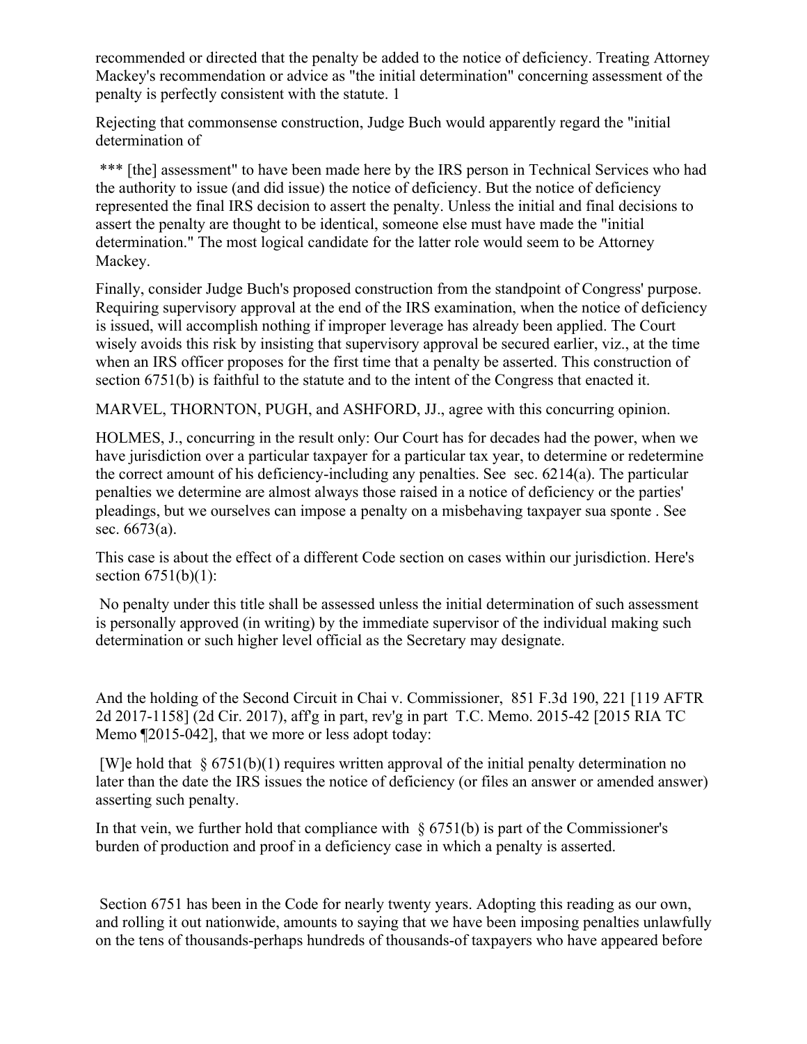recommended or directed that the penalty be added to the notice of deficiency. Treating Attorney Mackey's recommendation or advice as "the initial determination" concerning assessment of the penalty is perfectly consistent with the statute. 1

Rejecting that commonsense construction, Judge Buch would apparently regard the "initial determination of

*** [the] assessment" to have been made here by the IRS person in Technical Services who had the authority to issue (and did issue) the notice of deficiency. But the notice of deficiency represented the final IRS decision to assert the penalty. Unless the initial and final decisions to assert the penalty are thought to be identical, someone else must have made the "initial determination." The most logical candidate for the latter role would seem to be Attorney Mackey.

Finally, consider Judge Buch's proposed construction from the standpoint of Congress' purpose. Requiring supervisory approval at the end of the IRS examination, when the notice of deficiency is issued, will accomplish nothing if improper leverage has already been applied. The Court wisely avoids this risk by insisting that supervisory approval be secured earlier, viz., at the time when an IRS officer proposes for the first time that a penalty be asserted. This construction of section 6751(b) is faithful to the statute and to the intent of the Congress that enacted it.

MARVEL, THORNTON, PUGH, and ASHFORD, JJ., agree with this concurring opinion.

HOLMES, J., concurring in the result only: Our Court has for decades had the power, when we have jurisdiction over a particular taxpayer for a particular tax year, to determine or redetermine the correct amount of his deficiency-including any penalties. See sec. 6214(a). The particular penalties we determine are almost always those raised in a notice of deficiency or the parties' pleadings, but we ourselves can impose a penalty on a misbehaving taxpayer *sua sponte* . See sec. 6673(a).

This case is about the effect of a different Code section on cases within our jurisdiction. Here's section 6751(b)(1):

> No penalty under this title shall be assessed unless the initial determination of such assessment is personally approved (in writing) by the immediate supervisor of the individual making such determination or such higher level official as the Secretary may designate.

And the holding of the Second Circuit in Chai v. Commissioner, 851 F.3d 190, 221 [119 AFTR 2d 2017-1158] (2d Cir. 2017), aff'g in part, rev'g in part T.C. Memo. 2015-42 [2015 RIA TC Memo ¶2015-042], that we more or less adopt today:

> [W]e hold that § 6751(b)(1) requires written approval of the initial penalty determination no later than the date the IRS issues the notice of deficiency (or files an answer or amended answer) asserting such penalty.
>
> In that vein, we further hold that compliance with § 6751(b) is part of the Commissioner's burden of production and proof in a deficiency case in which a penalty is asserted.

Section 6751 has been in the Code for nearly twenty years. Adopting this reading as our own, and rolling it out nationwide, amounts to saying that we have been imposing penalties unlawfully on the tens of thousands-perhaps hundreds of thousands-of taxpayers who have appeared before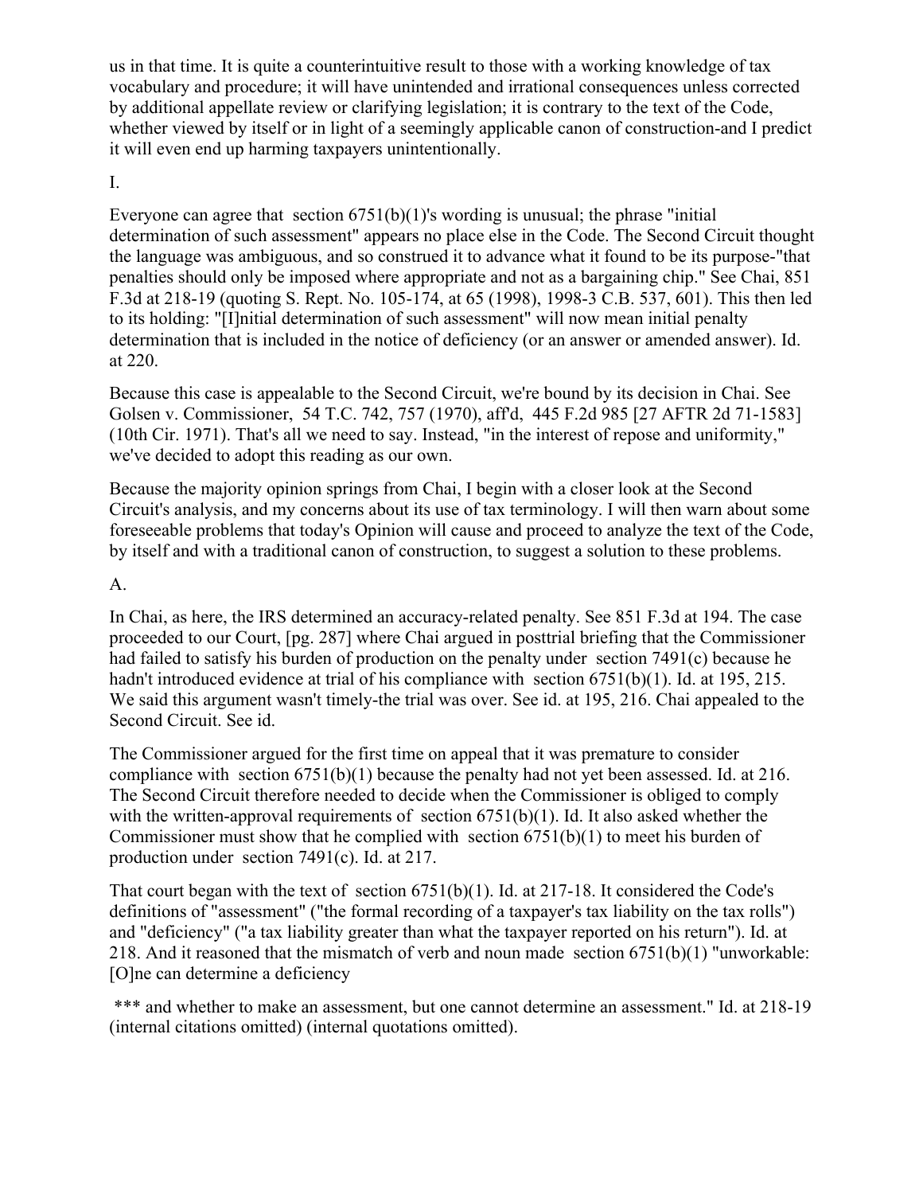us in that time. It is quite a counterintuitive result to those with a working knowledge of tax vocabulary and procedure; it will have unintended and irrational consequences unless corrected by additional appellate review or clarifying legislation; it is contrary to the text of the Code, whether viewed by itself or in light of a seemingly applicable canon of construction-and I predict it will even end up harming taxpayers unintentionally.

I.

Everyone can agree that section 6751(b)(1)'s wording is unusual; the phrase "initial determination of such assessment" appears no place else in the Code. The Second Circuit thought the language was ambiguous, and so construed it to advance what it found to be its purpose-"that penalties should only be imposed where appropriate and not as a bargaining chip." See Chai, 851 F.3d at 218-19 (quoting S. Rept. No. 105-174, at 65 (1998), 1998-3 C.B. 537, 601). This then led to its holding: "[I]nitial determination of such assessment" will now mean initial penalty determination that is included in the notice of deficiency (or an answer or amended answer). Id. at 220.

Because this case is appealable to the Second Circuit, we're bound by its decision in Chai. See Golsen v. Commissioner, 54 T.C. 742, 757 (1970), aff'd, 445 F.2d 985 [27 AFTR 2d 71-1583] (10th Cir. 1971). That's all we need to say. Instead, "in the interest of repose and uniformity," we've decided to adopt this reading as our own.

Because the majority opinion springs from Chai, I begin with a closer look at the Second Circuit's analysis, and my concerns about its use of tax terminology. I will then warn about some foreseeable problems that today's Opinion will cause and proceed to analyze the text of the Code, by itself and with a traditional canon of construction, to suggest a solution to these problems.

A.

In Chai, as here, the IRS determined an accuracy-related penalty. See 851 F.3d at 194. The case proceeded to our Court, [pg. 287] where Chai argued in posttrial briefing that the Commissioner had failed to satisfy his burden of production on the penalty under section 7491(c) because he hadn't introduced evidence at trial of his compliance with section 6751(b)(1). Id. at 195, 215. We said this argument wasn't timely-the trial was over. See id. at 195, 216. Chai appealed to the Second Circuit. See id.

The Commissioner argued for the first time on appeal that it was premature to consider compliance with section 6751(b)(1) because the penalty had not yet been assessed. Id. at 216. The Second Circuit therefore needed to decide when the Commissioner is obliged to comply with the written-approval requirements of section 6751(b)(1). Id. It also asked whether the Commissioner must show that he complied with section 6751(b)(1) to meet his burden of production under section 7491(c). Id. at 217.

That court began with the text of section 6751(b)(1). Id. at 217-18. It considered the Code's definitions of "assessment" ("the formal recording of a taxpayer's tax liability on the tax rolls") and "deficiency" ("a tax liability greater than what the taxpayer reported on his return"). Id. at 218. And it reasoned that the mismatch of verb and noun made section 6751(b)(1) "unworkable: [O]ne can determine a deficiency

*** and whether to make an assessment, but one cannot determine an assessment." Id. at 218-19 (internal citations omitted) (internal quotations omitted).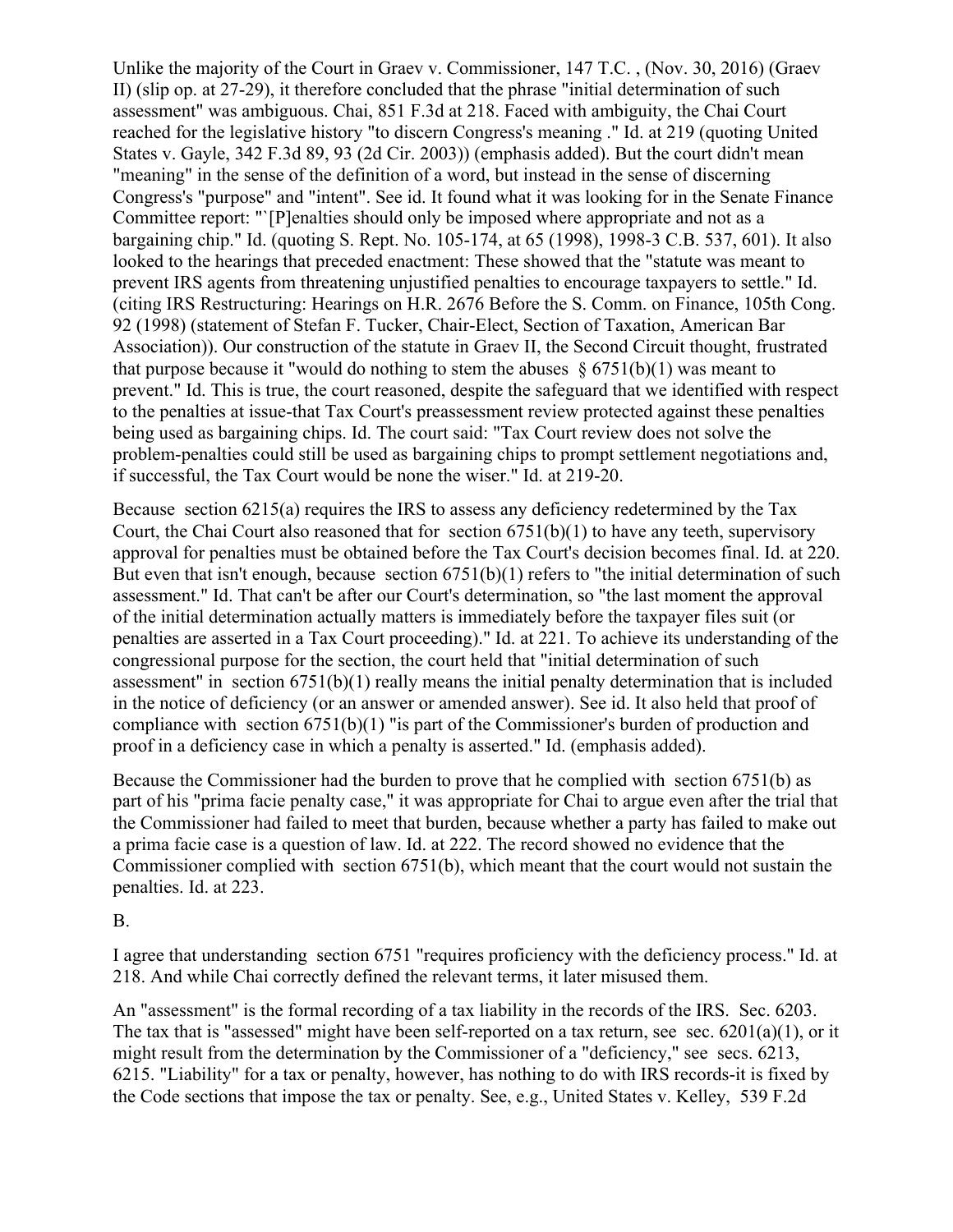Unlike the majority of the Court in Graev v. Commissioner, 147 T.C. , (Nov. 30, 2016) (Graev II) (slip op. at 27-29), it therefore concluded that the phrase "initial determination of such assessment" was ambiguous. Chai, 851 F.3d at 218. Faced with ambiguity, the Chai Court reached for the legislative history "to discern Congress's meaning ." Id. at 219 (quoting United States v. Gayle, 342 F.3d 89, 93 (2d Cir. 2003)) (emphasis added). But the court didn't mean "meaning" in the sense of the definition of a word, but instead in the sense of discerning Congress's "purpose" and "intent". See id. It found what it was looking for in the Senate Finance Committee report: "`[P]enalties should only be imposed where appropriate and not as a bargaining chip." Id. (quoting S. Rept. No. 105-174, at 65 (1998), 1998-3 C.B. 537, 601). It also looked to the hearings that preceded enactment: These showed that the "statute was meant to prevent IRS agents from threatening unjustified penalties to encourage taxpayers to settle." Id. (citing IRS Restructuring: Hearings on H.R. 2676 Before the S. Comm. on Finance, 105th Cong. 92 (1998) (statement of Stefan F. Tucker, Chair-Elect, Section of Taxation, American Bar Association)). Our construction of the statute in Graev II, the Second Circuit thought, frustrated that purpose because it "would do nothing to stem the abuses § 6751(b)(1) was meant to prevent." Id. This is true, the court reasoned, despite the safeguard that we identified with respect to the penalties at issue-that Tax Court's preassessment review protected against these penalties being used as bargaining chips. Id. The court said: "Tax Court review does not solve the problem-penalties could still be used as bargaining chips to prompt settlement negotiations and, if successful, the Tax Court would be none the wiser." Id. at 219-20.

Because section 6215(a) requires the IRS to assess any deficiency redetermined by the Tax Court, the Chai Court also reasoned that for section 6751(b)(1) to have any teeth, supervisory approval for penalties must be obtained before the Tax Court's decision becomes final. Id. at 220. But even that isn't enough, because section 6751(b)(1) refers to "the initial determination of such assessment." Id. That can't be after our Court's determination, so "the last moment the approval of the initial determination actually matters is immediately before the taxpayer files suit (or penalties are asserted in a Tax Court proceeding)." Id. at 221. To achieve its understanding of the congressional purpose for the section, the court held that "initial determination of such assessment" in section 6751(b)(1) really means the initial penalty determination that is included in the notice of deficiency (or an answer or amended answer). See id. It also held that proof of compliance with section 6751(b)(1) "is part of the Commissioner's burden of production and proof in a deficiency case in which a penalty is asserted." Id. (emphasis added).

Because the Commissioner had the burden to prove that he complied with section 6751(b) as part of his "prima facie penalty case," it was appropriate for Chai to argue even after the trial that the Commissioner had failed to meet that burden, because whether a party has failed to make out a prima facie case is a question of law. Id. at 222. The record showed no evidence that the Commissioner complied with section 6751(b), which meant that the court would not sustain the penalties. Id. at 223.

B.

I agree that understanding section 6751 "requires proficiency with the deficiency process." Id. at 218. And while Chai correctly defined the relevant terms, it later misused them.

An "assessment" is the formal recording of a tax liability in the records of the IRS. Sec. 6203. The tax that is "assessed" might have been self-reported on a tax return, see sec. 6201(a)(1), or it might result from the determination by the Commissioner of a "deficiency," see secs. 6213, 6215. "Liability" for a tax or penalty, however, has nothing to do with IRS records-it is fixed by the Code sections that impose the tax or penalty. See, e.g., United States v. Kelley, 539 F.2d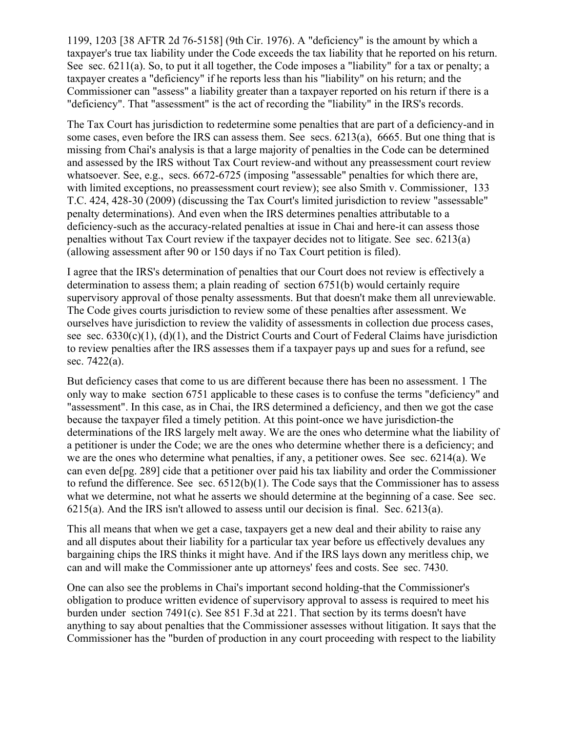1199, 1203 [38 AFTR 2d 76-5158] (9th Cir. 1976). A "deficiency" is the amount by which a taxpayer's true tax liability under the Code exceeds the tax liability that he reported on his return. See sec. 6211(a). So, to put it all together, the Code imposes a "liability" for a tax or penalty; a taxpayer creates a "deficiency" if he reports less than his "liability" on his return; and the Commissioner can "assess" a liability greater than a taxpayer reported on his return if there is a "deficiency". That "assessment" is the act of recording the "liability" in the IRS's records.

The Tax Court has jurisdiction to redetermine some penalties that are part of a deficiency-and in some cases, even before the IRS can assess them. See secs. 6213(a), 6665. But one thing that is missing from Chai's analysis is that a large majority of penalties in the Code can be determined and assessed by the IRS without Tax Court review-and without any preassessment court review whatsoever. See, e.g., secs. 6672-6725 (imposing "assessable" penalties for which there are, with limited exceptions, no preassessment court review); see also Smith v. Commissioner, 133 T.C. 424, 428-30 (2009) (discussing the Tax Court's limited jurisdiction to review "assessable" penalty determinations). And even when the IRS determines penalties attributable to a deficiency-such as the accuracy-related penalties at issue in Chai and here-it can assess those penalties without Tax Court review if the taxpayer decides not to litigate. See sec. 6213(a) (allowing assessment after 90 or 150 days if no Tax Court petition is filed).

I agree that the IRS's determination of penalties that our Court does not review is effectively a determination to assess them; a plain reading of section 6751(b) would certainly require supervisory approval of those penalty assessments. But that doesn't make them all unreviewable. The Code gives courts jurisdiction to review some of these penalties after assessment. We ourselves have jurisdiction to review the validity of assessments in collection due process cases, see sec. 6330(c)(1), (d)(1), and the District Courts and Court of Federal Claims have jurisdiction to review penalties after the IRS assesses them if a taxpayer pays up and sues for a refund, see sec. 7422(a).

But deficiency cases that come to us are different because there has been no assessment. 1 The only way to make section 6751 applicable to these cases is to confuse the terms "deficiency" and "assessment". In this case, as in Chai, the IRS determined a deficiency, and then we got the case because the taxpayer filed a timely petition. At this point-once we have jurisdiction-the determinations of the IRS largely melt away. We are the ones who determine what the liability of a petitioner is under the Code; we are the ones who determine whether there is a deficiency; and we are the ones who determine what penalties, if any, a petitioner owes. See sec. 6214(a). We can even de[pg. 289] cide that a petitioner over paid his tax liability and order the Commissioner to refund the difference. See sec. 6512(b)(1). The Code says that the Commissioner has to assess what we determine, not what he asserts we should determine at the beginning of a case. See sec. 6215(a). And the IRS isn't allowed to assess until our decision is final. Sec. 6213(a).

This all means that when we get a case, taxpayers get a new deal and their ability to raise any and all disputes about their liability for a particular tax year before us effectively devalues any bargaining chips the IRS thinks it might have. And if the IRS lays down any meritless chip, we can and will make the Commissioner ante up attorneys' fees and costs. See sec. 7430.

One can also see the problems in Chai's important second holding-that the Commissioner's obligation to produce written evidence of supervisory approval to assess is required to meet his burden under section 7491(c). See 851 F.3d at 221. That section by its terms doesn't have anything to say about penalties that the Commissioner assesses without litigation. It says that the Commissioner has the "burden of production in any court proceeding with respect to the liability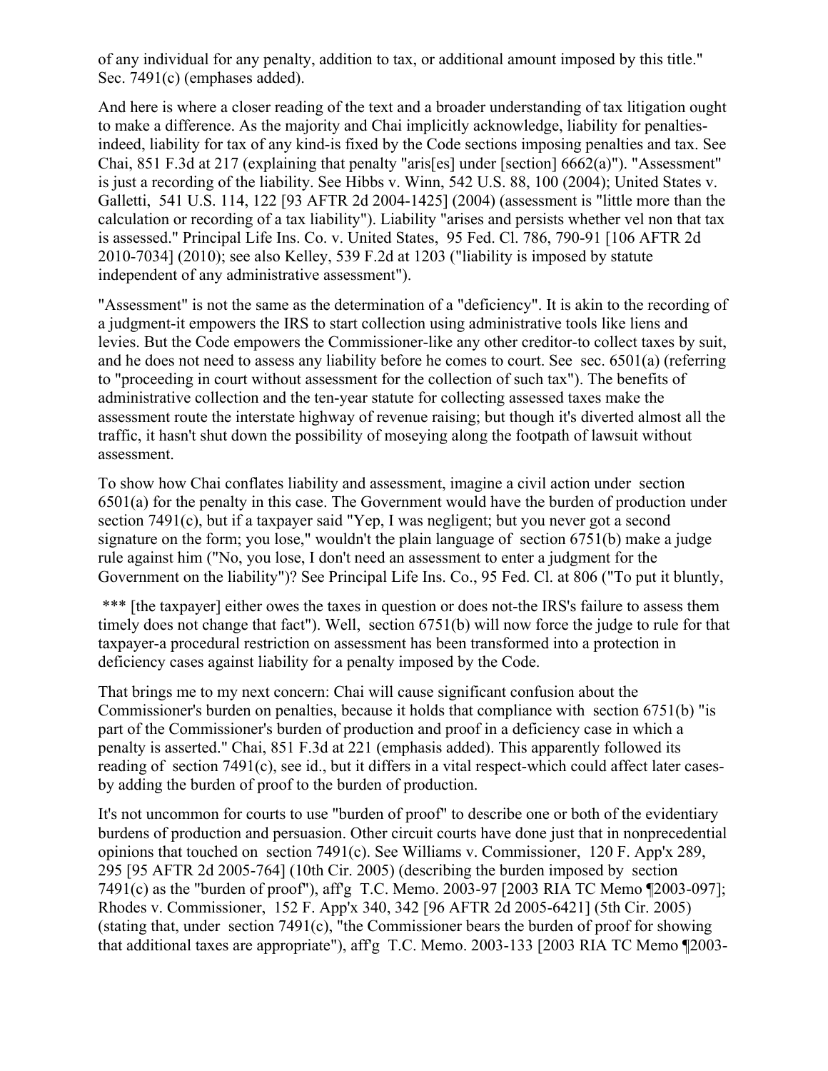of any individual for any penalty, addition to tax, or additional amount imposed by this title." Sec. 7491(c) (emphases added).

And here is where a closer reading of the text and a broader understanding of tax litigation ought to make a difference. As the majority and Chai implicitly acknowledge, liability for penalties-indeed, liability for tax of any kind-is fixed by the Code sections imposing penalties and tax. See Chai, 851 F.3d at 217 (explaining that penalty "aris[es] under [section] 6662(a)"). "Assessment" is just a recording of the liability. See Hibbs v. Winn, 542 U.S. 88, 100 (2004); United States v. Galletti, 541 U.S. 114, 122 [93 AFTR 2d 2004-1425] (2004) (assessment is "little more than the calculation or recording of a tax liability"). Liability "arises and persists whether vel non that tax is assessed." Principal Life Ins. Co. v. United States, 95 Fed. Cl. 786, 790-91 [106 AFTR 2d 2010-7034] (2010); see also Kelley, 539 F.2d at 1203 ("liability is imposed by statute independent of any administrative assessment").

"Assessment" is not the same as the determination of a "deficiency". It is akin to the recording of a judgment-it empowers the IRS to start collection using administrative tools like liens and levies. But the Code empowers the Commissioner-like any other creditor-to collect taxes by suit, and he does not need to assess any liability before he comes to court. See sec. 6501(a) (referring to "proceeding in court without assessment for the collection of such tax"). The benefits of administrative collection and the ten-year statute for collecting assessed taxes make the assessment route the interstate highway of revenue raising; but though it's diverted almost all the traffic, it hasn't shut down the possibility of moseying along the footpath of lawsuit without assessment.

To show how Chai conflates liability and assessment, imagine a civil action under section 6501(a) for the penalty in this case. The Government would have the burden of production under section 7491(c), but if a taxpayer said "Yep, I was negligent; but you never got a second signature on the form; you lose," wouldn't the plain language of section 6751(b) make a judge rule against him ("No, you lose, I don't need an assessment to enter a judgment for the Government on the liability")? See Principal Life Ins. Co., 95 Fed. Cl. at 806 ("To put it bluntly,

*** [the taxpayer] either owes the taxes in question or does not-the IRS's failure to assess them timely does not change that fact"). Well, section 6751(b) will now force the judge to rule for that taxpayer-a procedural restriction on assessment has been transformed into a protection in deficiency cases against liability for a penalty imposed by the Code.

That brings me to my next concern: Chai will cause significant confusion about the Commissioner's burden on penalties, because it holds that compliance with section 6751(b) "is part of the Commissioner's burden of production and proof in a deficiency case in which a penalty is asserted." Chai, 851 F.3d at 221 (emphasis added). This apparently followed its reading of section 7491(c), see id., but it differs in a vital respect-which could affect later cases-by adding the burden of proof to the burden of production.

It's not uncommon for courts to use "burden of proof" to describe one or both of the evidentiary burdens of production and persuasion. Other circuit courts have done just that in nonprecedential opinions that touched on section 7491(c). See Williams v. Commissioner, 120 F. App'x 289, 295 [95 AFTR 2d 2005-764] (10th Cir. 2005) (describing the burden imposed by section 7491(c) as the "burden of proof"), aff'g T.C. Memo. 2003-97 [2003 RIA TC Memo ¶2003-097]; Rhodes v. Commissioner, 152 F. App'x 340, 342 [96 AFTR 2d 2005-6421] (5th Cir. 2005) (stating that, under section 7491(c), "the Commissioner bears the burden of proof for showing that additional taxes are appropriate"), aff'g T.C. Memo. 2003-133 [2003 RIA TC Memo ¶2003-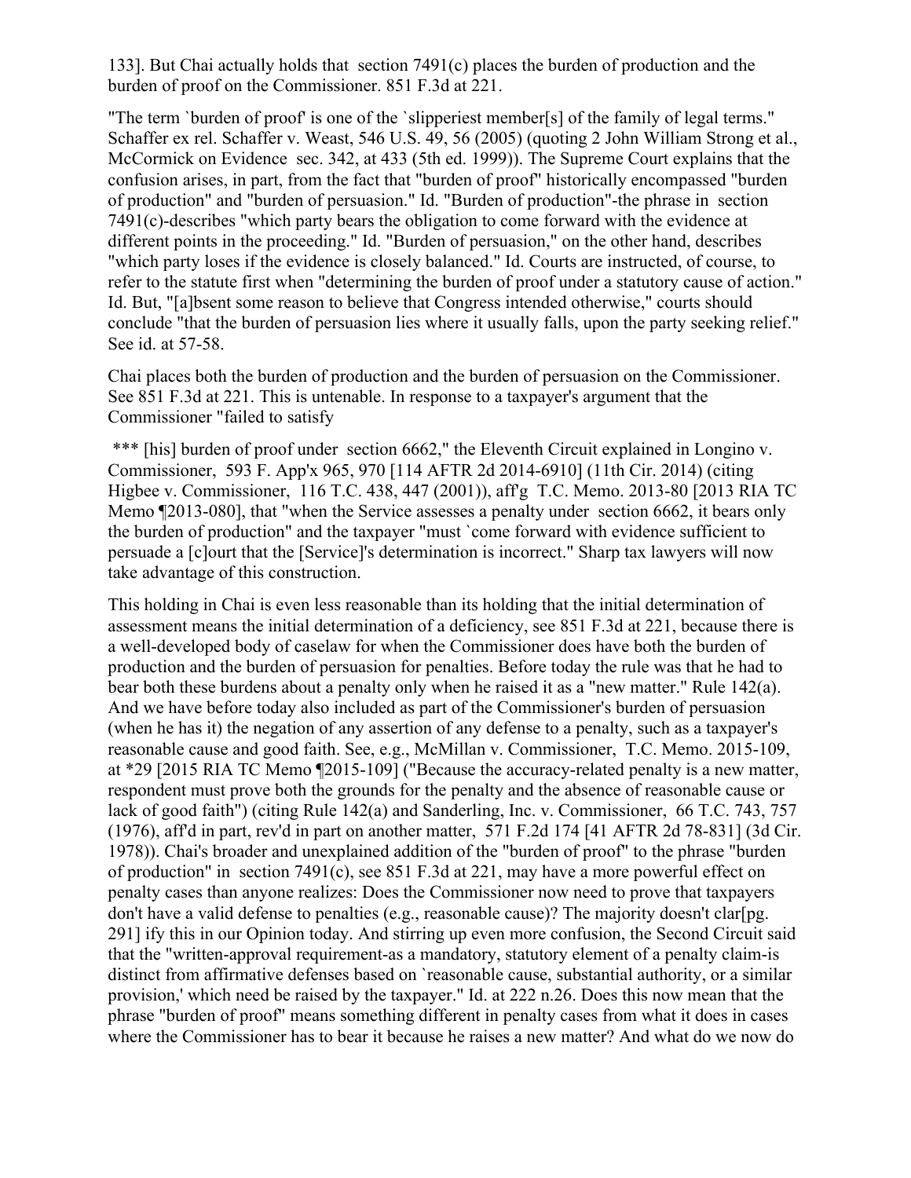133]. But Chai actually holds that section 7491(c) places the burden of production and the burden of proof on the Commissioner. 851 F.3d at 221.

"The term `burden of proof' is one of the `slipperiest member[s] of the family of legal terms." Schaffer ex rel. Schaffer v. Weast, 546 U.S. 49, 56 (2005) (quoting 2 John William Strong et al., McCormick on Evidence sec. 342, at 433 (5th ed. 1999)). The Supreme Court explains that the confusion arises, in part, from the fact that "burden of proof" historically encompassed "burden of production" and "burden of persuasion." Id. "Burden of production"-the phrase in section 7491(c)-describes "which party bears the obligation to come forward with the evidence at different points in the proceeding." Id. "Burden of persuasion," on the other hand, describes "which party loses if the evidence is closely balanced." Id. Courts are instructed, of course, to refer to the statute first when "determining the burden of proof under a statutory cause of action." Id. But, "[a]bsent some reason to believe that Congress intended otherwise," courts should conclude "that the burden of persuasion lies where it usually falls, upon the party seeking relief." See id. at 57-58.

Chai places both the burden of production and the burden of persuasion on the Commissioner. See 851 F.3d at 221. This is untenable. In response to a taxpayer's argument that the Commissioner "failed to satisfy

*** [his] burden of proof under section 6662," the Eleventh Circuit explained in Longino v. Commissioner, 593 F. App'x 965, 970 [114 AFTR 2d 2014-6910] (11th Cir. 2014) (citing Higbee v. Commissioner, 116 T.C. 438, 447 (2001)), aff'g T.C. Memo. 2013-80 [2013 RIA TC Memo ¶2013-080], that "when the Service assesses a penalty under section 6662, it bears only the burden of production" and the taxpayer "must `come forward with evidence sufficient to persuade a [c]ourt that the [Service]'s determination is incorrect." Sharp tax lawyers will now take advantage of this construction.

This holding in Chai is even less reasonable than its holding that the initial determination of assessment means the initial determination of a deficiency, see 851 F.3d at 221, because there is a well-developed body of caselaw for when the Commissioner does have both the burden of production and the burden of persuasion for penalties. Before today the rule was that he had to bear both these burdens about a penalty only when he raised it as a "new matter." Rule 142(a). And we have before today also included as part of the Commissioner's burden of persuasion (when he has it) the negation of any assertion of any defense to a penalty, such as a taxpayer's reasonable cause and good faith. See, e.g., McMillan v. Commissioner, T.C. Memo. 2015-109, at *29 [2015 RIA TC Memo ¶2015-109] ("Because the accuracy-related penalty is a new matter, respondent must prove both the grounds for the penalty and the absence of reasonable cause or lack of good faith") (citing Rule 142(a) and Sanderling, Inc. v. Commissioner, 66 T.C. 743, 757 (1976), aff'd in part, rev'd in part on another matter, 571 F.2d 174 [41 AFTR 2d 78-831] (3d Cir. 1978)). Chai's broader and unexplained addition of the "burden of proof" to the phrase "burden of production" in section 7491(c), see 851 F.3d at 221, may have a more powerful effect on penalty cases than anyone realizes: Does the Commissioner now need to prove that taxpayers don't have a valid defense to penalties (e.g., reasonable cause)? The majority doesn't clar[pg. 291] ify this in our Opinion today. And stirring up even more confusion, the Second Circuit said that the "written-approval requirement-as a mandatory, statutory element of a penalty claim-is distinct from affirmative defenses based on `reasonable cause, substantial authority, or a similar provision,' which need be raised by the taxpayer." Id. at 222 n.26. Does this now mean that the phrase "burden of proof" means something different in penalty cases from what it does in cases where the Commissioner has to bear it because he raises a new matter? And what do we now do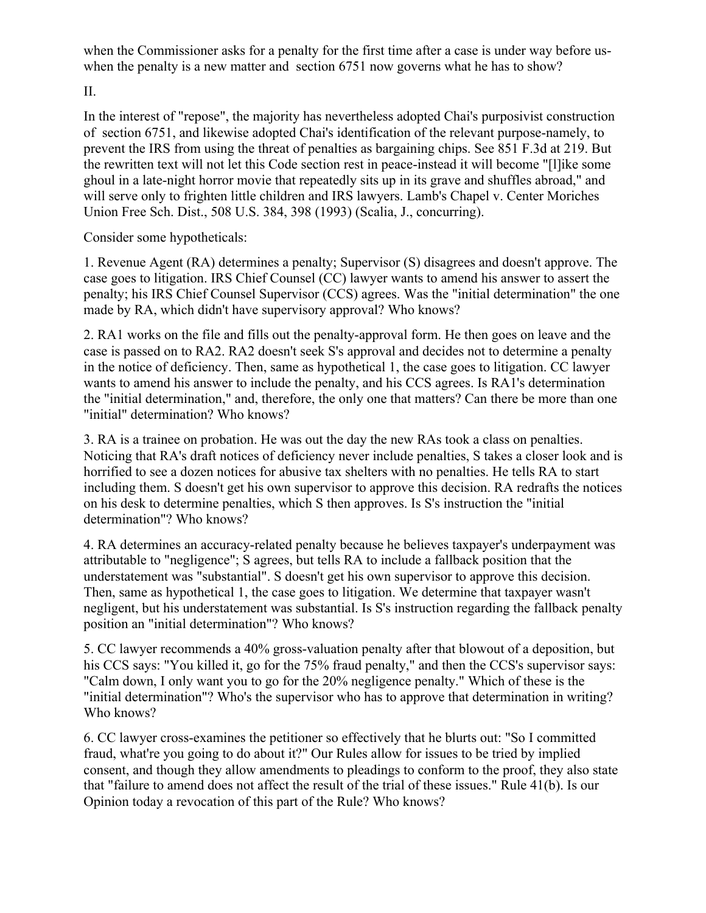when the Commissioner asks for a penalty for the first time after a case is under way before us-when the penalty is a new matter and section 6751 now governs what he has to show?

II.

In the interest of "repose", the majority has nevertheless adopted Chai's purposivist construction of section 6751, and likewise adopted Chai's identification of the relevant purpose-namely, to prevent the IRS from using the threat of penalties as bargaining chips. See 851 F.3d at 219. But the rewritten text will not let this Code section rest in peace-instead it will become "[l]ike some ghoul in a late-night horror movie that repeatedly sits up in its grave and shuffles abroad," and will serve only to frighten little children and IRS lawyers. Lamb's Chapel v. Center Moriches Union Free Sch. Dist., 508 U.S. 384, 398 (1993) (Scalia, J., concurring).

Consider some hypotheticals:

1. Revenue Agent (RA) determines a penalty; Supervisor (S) disagrees and doesn't approve. The case goes to litigation. IRS Chief Counsel (CC) lawyer wants to amend his answer to assert the penalty; his IRS Chief Counsel Supervisor (CCS) agrees. Was the "initial determination" the one made by RA, which didn't have supervisory approval? Who knows?

2. RA1 works on the file and fills out the penalty-approval form. He then goes on leave and the case is passed on to RA2. RA2 doesn't seek S's approval and decides not to determine a penalty in the notice of deficiency. Then, same as hypothetical 1, the case goes to litigation. CC lawyer wants to amend his answer to include the penalty, and his CCS agrees. Is RA1's determination the "initial determination," and, therefore, the only one that matters? Can there be more than one "initial" determination? Who knows?

3. RA is a trainee on probation. He was out the day the new RAs took a class on penalties. Noticing that RA's draft notices of deficiency never include penalties, S takes a closer look and is horrified to see a dozen notices for abusive tax shelters with no penalties. He tells RA to start including them. S doesn't get his own supervisor to approve this decision. RA redrafts the notices on his desk to determine penalties, which S then approves. Is S's instruction the "initial determination"? Who knows?

4. RA determines an accuracy-related penalty because he believes taxpayer's underpayment was attributable to "negligence"; S agrees, but tells RA to include a fallback position that the understatement was "substantial". S doesn't get his own supervisor to approve this decision. Then, same as hypothetical 1, the case goes to litigation. We determine that taxpayer wasn't negligent, but his understatement was substantial. Is S's instruction regarding the fallback penalty position an "initial determination"? Who knows?

5. CC lawyer recommends a 40% gross-valuation penalty after that blowout of a deposition, but his CCS says: "You killed it, go for the 75% fraud penalty," and then the CCS's supervisor says: "Calm down, I only want you to go for the 20% negligence penalty." Which of these is the "initial determination"? Who's the supervisor who has to approve that determination in writing? Who knows?

6. CC lawyer cross-examines the petitioner so effectively that he blurts out: "So I committed fraud, what're you going to do about it?" Our Rules allow for issues to be tried by implied consent, and though they allow amendments to pleadings to conform to the proof, they also state that "failure to amend does not affect the result of the trial of these issues." Rule 41(b). Is our Opinion today a revocation of this part of the Rule? Who knows?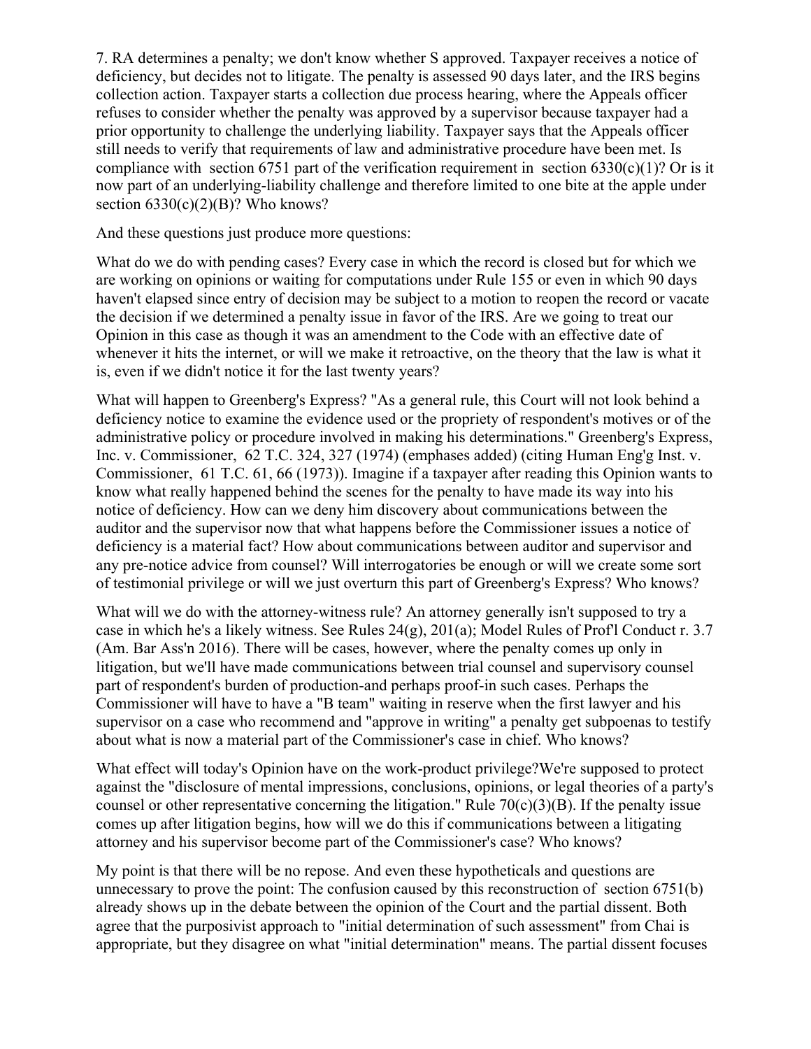7. RA determines a penalty; we don't know whether S approved. Taxpayer receives a notice of deficiency, but decides not to litigate. The penalty is assessed 90 days later, and the IRS begins collection action. Taxpayer starts a collection due process hearing, where the Appeals officer refuses to consider whether the penalty was approved by a supervisor because taxpayer had a prior opportunity to challenge the underlying liability. Taxpayer says that the Appeals officer still needs to verify that requirements of law and administrative procedure have been met. Is compliance with section 6751 part of the verification requirement in section 6330(c)(1)? Or is it now part of an underlying-liability challenge and therefore limited to one bite at the apple under section 6330(c)(2)(B)? Who knows?

And these questions just produce more questions:

What do we do with pending cases? Every case in which the record is closed but for which we are working on opinions or waiting for computations under Rule 155 or even in which 90 days haven't elapsed since entry of decision may be subject to a motion to reopen the record or vacate the decision if we determined a penalty issue in favor of the IRS. Are we going to treat our Opinion in this case as though it was an amendment to the Code with an effective date of whenever it hits the internet, or will we make it retroactive, on the theory that the law is what it is, even if we didn't notice it for the last twenty years?

What will happen to Greenberg's Express? "As a general rule, this Court will not look behind a deficiency notice to examine the evidence used or the propriety of respondent's motives or of the administrative policy or procedure involved in making his determinations." Greenberg's Express, Inc. v. Commissioner, 62 T.C. 324, 327 (1974) (emphases added) (citing Human Eng'g Inst. v. Commissioner, 61 T.C. 61, 66 (1973)). Imagine if a taxpayer after reading this Opinion wants to know what really happened behind the scenes for the penalty to have made its way into his notice of deficiency. How can we deny him discovery about communications between the auditor and the supervisor now that what happens before the Commissioner issues a notice of deficiency is a material fact? How about communications between auditor and supervisor and any pre-notice advice from counsel? Will interrogatories be enough or will we create some sort of testimonial privilege or will we just overturn this part of Greenberg's Express? Who knows?

What will we do with the attorney-witness rule? An attorney generally isn't supposed to try a case in which he's a likely witness. See Rules 24(g), 201(a); Model Rules of Prof'l Conduct r. 3.7 (Am. Bar Ass'n 2016). There will be cases, however, where the penalty comes up only in litigation, but we'll have made communications between trial counsel and supervisory counsel part of respondent's burden of production-and perhaps proof-in such cases. Perhaps the Commissioner will have to have a "B team" waiting in reserve when the first lawyer and his supervisor on a case who recommend and "approve in writing" a penalty get subpoenas to testify about what is now a material part of the Commissioner's case in chief. Who knows?

What effect will today's Opinion have on the work-product privilege?We're supposed to protect against the "disclosure of mental impressions, conclusions, opinions, or legal theories of a party's counsel or other representative concerning the litigation." Rule 70(c)(3)(B). If the penalty issue comes up after litigation begins, how will we do this if communications between a litigating attorney and his supervisor become part of the Commissioner's case? Who knows?

My point is that there will be no repose. And even these hypotheticals and questions are unnecessary to prove the point: The confusion caused by this reconstruction of section 6751(b) already shows up in the debate between the opinion of the Court and the partial dissent. Both agree that the purposivist approach to "initial determination of such assessment" from Chai is appropriate, but they disagree on what "initial determination" means. The partial dissent focuses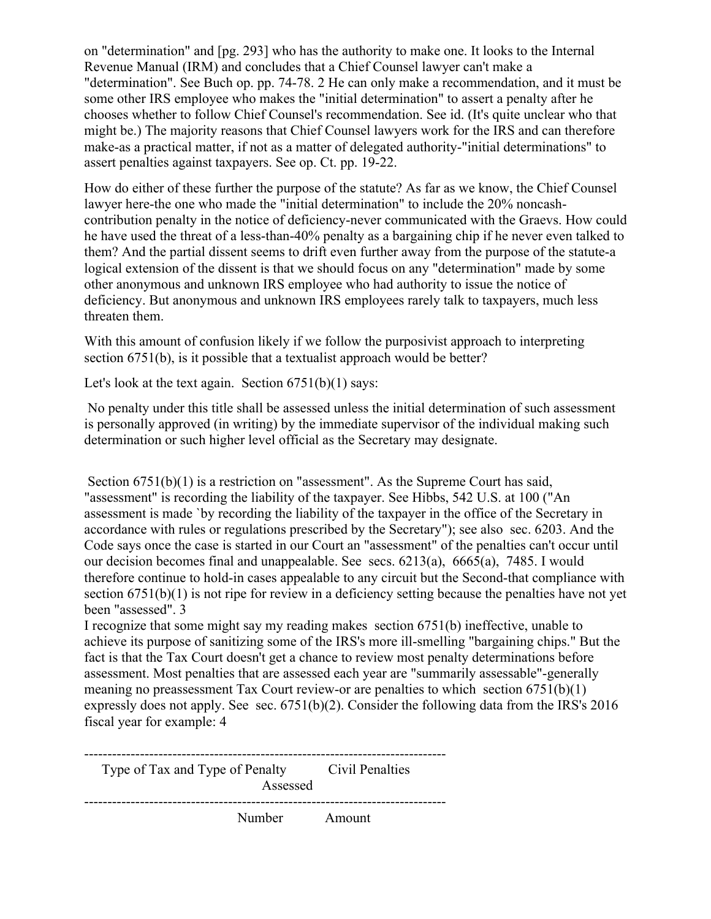on "determination" and [pg. 293] who has the authority to make one. It looks to the Internal Revenue Manual (IRM) and concludes that a Chief Counsel lawyer can't make a "determination". See Buch op. pp. 74-78. 2 He can only make a recommendation, and it must be some other IRS employee who makes the "initial determination" to assert a penalty after he chooses whether to follow Chief Counsel's recommendation. See id. (It's quite unclear who that might be.) The majority reasons that Chief Counsel lawyers work for the IRS and can therefore make-as a practical matter, if not as a matter of delegated authority-"initial determinations" to assert penalties against taxpayers. See op. Ct. pp. 19-22.

How do either of these further the purpose of the statute? As far as we know, the Chief Counsel lawyer here-the one who made the "initial determination" to include the 20% noncash-contribution penalty in the notice of deficiency-never communicated with the Graevs. How could he have used the threat of a less-than-40% penalty as a bargaining chip if he never even talked to them? And the partial dissent seems to drift even further away from the purpose of the statute-a logical extension of the dissent is that we should focus on any "determination" made by some other anonymous and unknown IRS employee who had authority to issue the notice of deficiency. But anonymous and unknown IRS employees rarely talk to taxpayers, much less threaten them.

With this amount of confusion likely if we follow the purposivist approach to interpreting section 6751(b), is it possible that a textualist approach would be better?

Let's look at the text again. Section 6751(b)(1) says:

> No penalty under this title shall be assessed unless the initial determination of such assessment is personally approved (in writing) by the immediate supervisor of the individual making such determination or such higher level official as the Secretary may designate.

Section 6751(b)(1) is a restriction on "assessment". As the Supreme Court has said, "assessment" is recording the liability of the taxpayer. See Hibbs, 542 U.S. at 100 ("An assessment is made `by recording the liability of the taxpayer in the office of the Secretary in accordance with rules or regulations prescribed by the Secretary"); see also sec. 6203. And the Code says once the case is started in our Court an "assessment" of the penalties can't occur until our decision becomes final and unappealable. See secs. 6213(a), 6665(a), 7485. I would therefore continue to hold-in cases appealable to any circuit but the Second-that compliance with section 6751(b)(1) is not ripe for review in a deficiency setting because the penalties have not yet been "assessed". 3

I recognize that some might say my reading makes section 6751(b) ineffective, unable to achieve its purpose of sanitizing some of the IRS's more ill-smelling "bargaining chips." But the fact is that the Tax Court doesn't get a chance to review most penalty determinations before assessment. Most penalties that are assessed each year are "summarily assessable"-generally meaning no preassessment Tax Court review-or are penalties to which section 6751(b)(1) expressly does not apply. See sec. 6751(b)(2). Consider the following data from the IRS's 2016 fiscal year for example: 4

| Type of Tax and Type of Penalty | Civil Penalties Assessed | |
|---|---|---|
| | Number | Amount |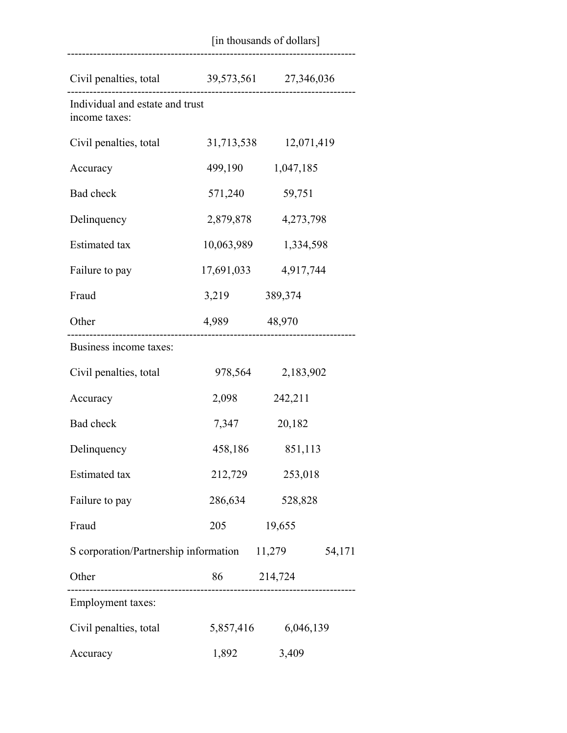[in thousands of dollars]

| | | |
|---|---|---|
| Civil penalties, total | 39,573,561 | 27,346,036 |
| Individual and estate and trust income taxes: | | |
| Civil penalties, total | 31,713,538 | 12,071,419 |
| Accuracy | 499,190 | 1,047,185 |
| Bad check | 571,240 | 59,751 |
| Delinquency | 2,879,878 | 4,273,798 |
| Estimated tax | 10,063,989 | 1,334,598 |
| Failure to pay | 17,691,033 | 4,917,744 |
| Fraud | 3,219 | 389,374 |
| Other | 4,989 | 48,970 |
| Business income taxes: | | |
| Civil penalties, total | 978,564 | 2,183,902 |
| Accuracy | 2,098 | 242,211 |
| Bad check | 7,347 | 20,182 |
| Delinquency | 458,186 | 851,113 |
| Estimated tax | 212,729 | 253,018 |
| Failure to pay | 286,634 | 528,828 |
| Fraud | 205 | 19,655 |
| S corporation/Partnership information | 11,279 | 54,171 |
| Other | 86 | 214,724 |
| Employment taxes: | | |
| Civil penalties, total | 5,857,416 | 6,046,139 |
| Accuracy | 1,892 | 3,409 |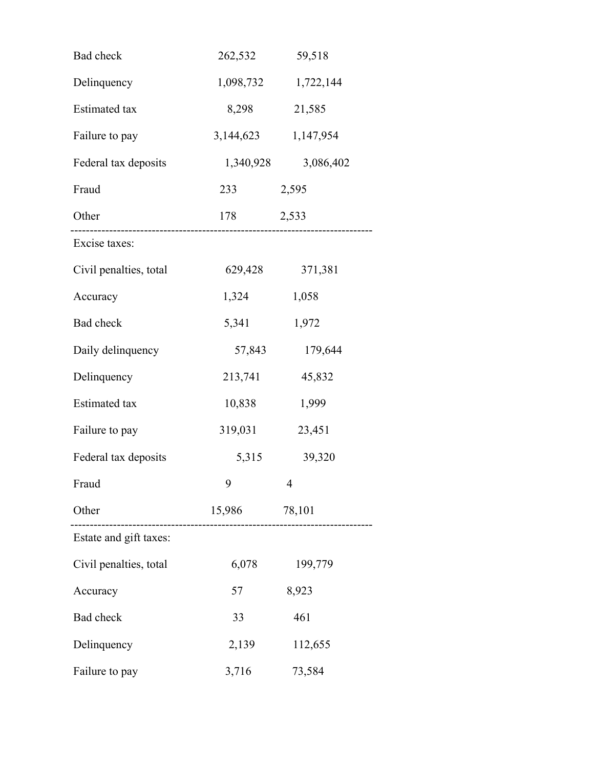| | | |
|---|---|---|
| Bad check | 262,532 | 59,518 |
| Delinquency | 1,098,732 | 1,722,144 |
| Estimated tax | 8,298 | 21,585 |
| Failure to pay | 3,144,623 | 1,147,954 |
| Federal tax deposits | 1,340,928 | 3,086,402 |
| Fraud | 233 | 2,595 |
| Other | 178 | 2,533 |
| Excise taxes: | | |
| Civil penalties, total | 629,428 | 371,381 |
| Accuracy | 1,324 | 1,058 |
| Bad check | 5,341 | 1,972 |
| Daily delinquency | 57,843 | 179,644 |
| Delinquency | 213,741 | 45,832 |
| Estimated tax | 10,838 | 1,999 |
| Failure to pay | 319,031 | 23,451 |
| Federal tax deposits | 5,315 | 39,320 |
| Fraud | 9 | 4 |
| Other | 15,986 | 78,101 |
| Estate and gift taxes: | | |
| Civil penalties, total | 6,078 | 199,779 |
| Accuracy | 57 | 8,923 |
| Bad check | 33 | 461 |
| Delinquency | 2,139 | 112,655 |
| Failure to pay | 3,716 | 73,584 |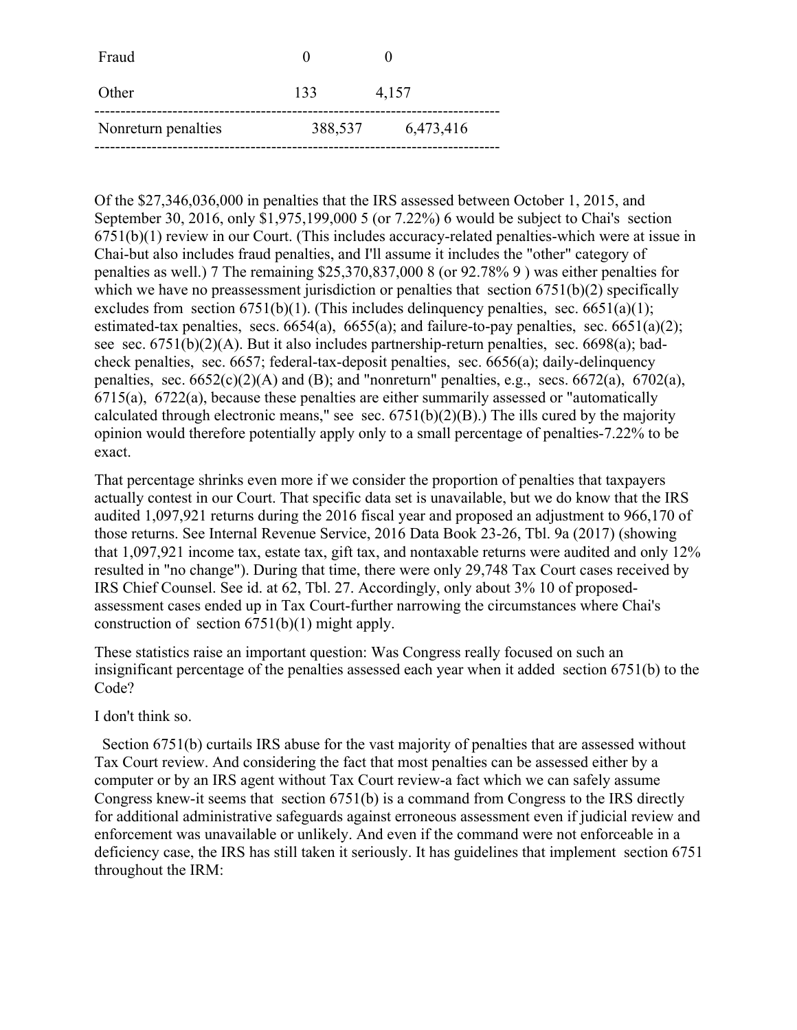| | | |
|---|---|---|
| Fraud | 0 | 0 |
| Other | 133 | 4,157 |
| Nonreturn penalties | 388,537 | 6,473,416 |

Of the $27,346,036,000 in penalties that the IRS assessed between October 1, 2015, and September 30, 2016, only $1,975,199,000 5 (or 7.22%) 6 would be subject to Chai's section 6751(b)(1) review in our Court. (This includes accuracy-related penalties-which were at issue in Chai-but also includes fraud penalties, and I'll assume it includes the "other" category of penalties as well.) 7 The remaining $25,370,837,000 8 (or 92.78% 9 ) was either penalties for which we have no preassessment jurisdiction or penalties that section 6751(b)(2) specifically excludes from section 6751(b)(1). (This includes delinquency penalties, sec. 6651(a)(1); estimated-tax penalties, secs. 6654(a), 6655(a); and failure-to-pay penalties, sec. 6651(a)(2); see sec. 6751(b)(2)(A). But it also includes partnership-return penalties, sec. 6698(a); bad-check penalties, sec. 6657; federal-tax-deposit penalties, sec. 6656(a); daily-delinquency penalties, sec. 6652(c)(2)(A) and (B); and "nonreturn" penalties, e.g., secs. 6672(a), 6702(a), 6715(a), 6722(a), because these penalties are either summarily assessed or "automatically calculated through electronic means," see sec. 6751(b)(2)(B).) The ills cured by the majority opinion would therefore potentially apply only to a small percentage of penalties-7.22% to be exact.

That percentage shrinks even more if we consider the proportion of penalties that taxpayers actually contest in our Court. That specific data set is unavailable, but we do know that the IRS audited 1,097,921 returns during the 2016 fiscal year and proposed an adjustment to 966,170 of those returns. See Internal Revenue Service, 2016 Data Book 23-26, Tbl. 9a (2017) (showing that 1,097,921 income tax, estate tax, gift tax, and nontaxable returns were audited and only 12% resulted in "no change"). During that time, there were only 29,748 Tax Court cases received by IRS Chief Counsel. See id. at 62, Tbl. 27. Accordingly, only about 3% 10 of proposed-assessment cases ended up in Tax Court-further narrowing the circumstances where Chai's construction of section 6751(b)(1) might apply.

These statistics raise an important question: Was Congress really focused on such an insignificant percentage of the penalties assessed each year when it added section 6751(b) to the Code?

I don't think so.

Section 6751(b) curtails IRS abuse for the vast majority of penalties that are assessed without Tax Court review. And considering the fact that most penalties can be assessed either by a computer or by an IRS agent without Tax Court review-a fact which we can safely assume Congress knew-it seems that section 6751(b) is a command from Congress to the IRS directly for additional administrative safeguards against erroneous assessment even if judicial review and enforcement was unavailable or unlikely. And even if the command were not enforceable in a deficiency case, the IRS has still taken it seriously. It has guidelines that implement section 6751 throughout the IRM: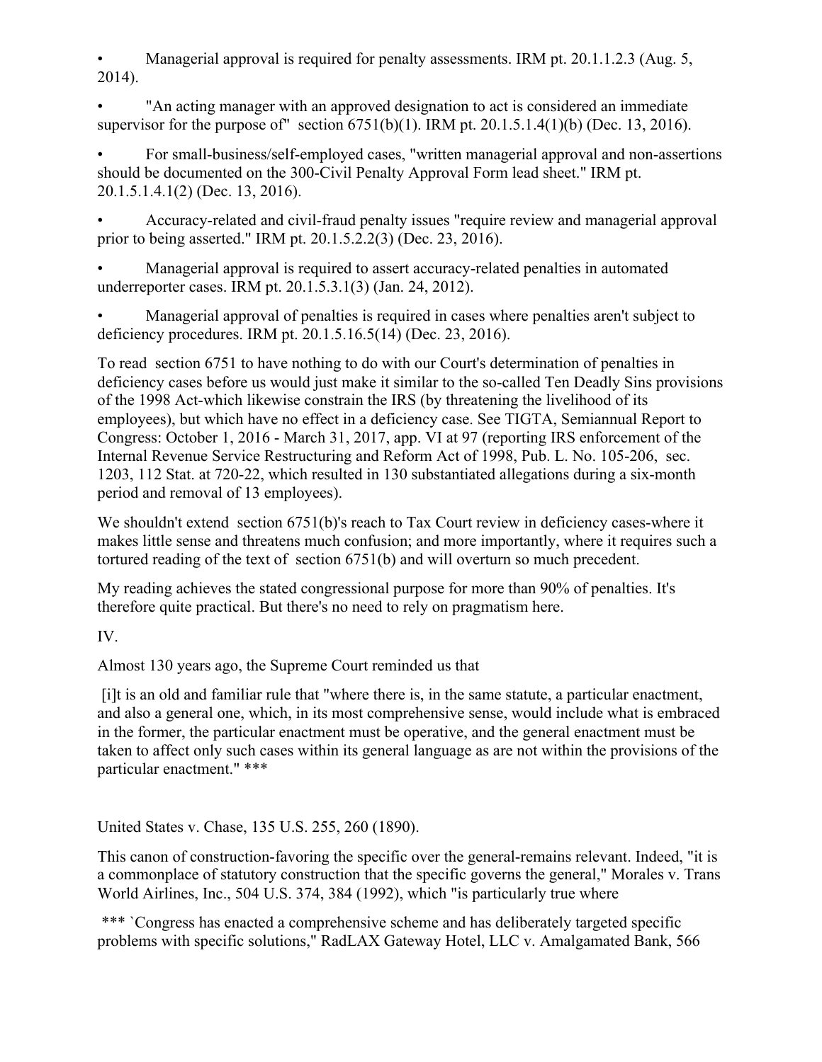- Managerial approval is required for penalty assessments. IRM pt. 20.1.1.2.3 (Aug. 5, 2014).
- "An acting manager with an approved designation to act is considered an immediate supervisor for the purpose of" section 6751(b)(1). IRM pt. 20.1.5.1.4(1)(b) (Dec. 13, 2016).
- For small-business/self-employed cases, "written managerial approval and non-assertions should be documented on the 300-Civil Penalty Approval Form lead sheet." IRM pt. 20.1.5.1.4.1(2) (Dec. 13, 2016).
- Accuracy-related and civil-fraud penalty issues "require review and managerial approval prior to being asserted." IRM pt. 20.1.5.2.2(3) (Dec. 23, 2016).
- Managerial approval is required to assert accuracy-related penalties in automated underreporter cases. IRM pt. 20.1.5.3.1(3) (Jan. 24, 2012).
- Managerial approval of penalties is required in cases where penalties aren't subject to deficiency procedures. IRM pt. 20.1.5.16.5(14) (Dec. 23, 2016).

To read section 6751 to have nothing to do with our Court's determination of penalties in deficiency cases before us would just make it similar to the so-called Ten Deadly Sins provisions of the 1998 Act-which likewise constrain the IRS (by threatening the livelihood of its employees), but which have no effect in a deficiency case. See TIGTA, Semiannual Report to Congress: October 1, 2016 - March 31, 2017, app. VI at 97 (reporting IRS enforcement of the Internal Revenue Service Restructuring and Reform Act of 1998, Pub. L. No. 105-206, sec. 1203, 112 Stat. at 720-22, which resulted in 130 substantiated allegations during a six-month period and removal of 13 employees).

We shouldn't extend section 6751(b)'s reach to Tax Court review in deficiency cases-where it makes little sense and threatens much confusion; and more importantly, where it requires such a tortured reading of the text of section 6751(b) and will overturn so much precedent.

My reading achieves the stated congressional purpose for more than 90% of penalties. It's therefore quite practical. But there's no need to rely on pragmatism here.

IV.

Almost 130 years ago, the Supreme Court reminded us that

> [i]t is an old and familiar rule that "where there is, in the same statute, a particular enactment, and also a general one, which, in its most comprehensive sense, would include what is embraced in the former, the particular enactment must be operative, and the general enactment must be taken to affect only such cases within its general language as are not within the provisions of the particular enactment." ***

United States v. Chase, 135 U.S. 255, 260 (1890).

This canon of construction-favoring the specific over the general-remains relevant. Indeed, "it is a commonplace of statutory construction that the specific governs the general," Morales v. Trans World Airlines, Inc., 504 U.S. 374, 384 (1992), which "is particularly true where

> *** `Congress has enacted a comprehensive scheme and has deliberately targeted specific problems with specific solutions," RadLAX Gateway Hotel, LLC v. Amalgamated Bank, 566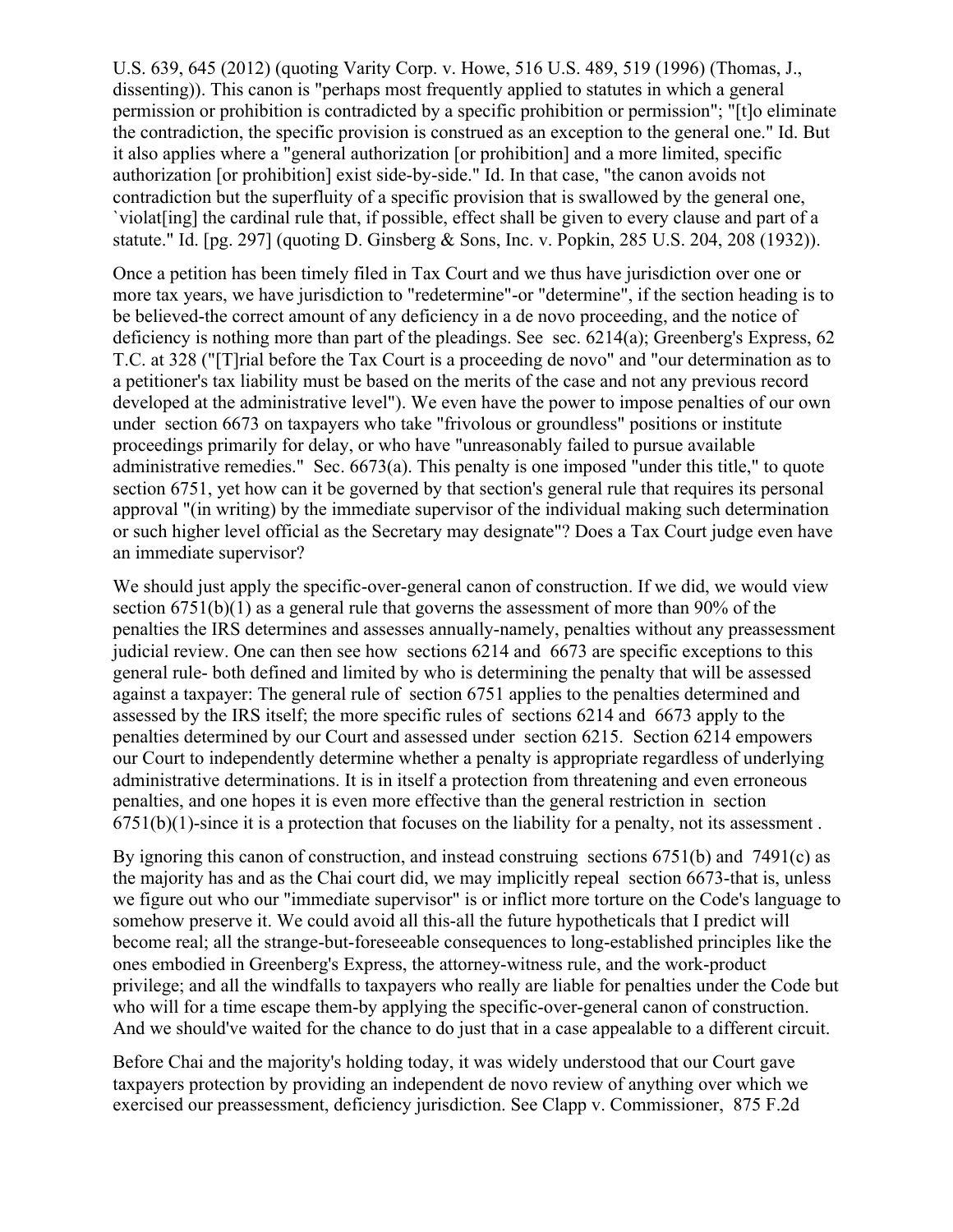U.S. 639, 645 (2012) (quoting Varity Corp. v. Howe, 516 U.S. 489, 519 (1996) (Thomas, J., dissenting)). This canon is "perhaps most frequently applied to statutes in which a general permission or prohibition is contradicted by a specific prohibition or permission"; "[t]o eliminate the contradiction, the specific provision is construed as an exception to the general one." Id. But it also applies where a "general authorization [or prohibition] and a more limited, specific authorization [or prohibition] exist side-by-side." Id. In that case, "the canon avoids not contradiction but the superfluity of a specific provision that is swallowed by the general one, `violat[ing] the cardinal rule that, if possible, effect shall be given to every clause and part of a statute." Id. [pg. 297] (quoting D. Ginsberg & Sons, Inc. v. Popkin, 285 U.S. 204, 208 (1932)).

Once a petition has been timely filed in Tax Court and we thus have jurisdiction over one or more tax years, we have jurisdiction to "redetermine"-or "determine", if the section heading is to be believed-the correct amount of any deficiency in a de novo proceeding, and the notice of deficiency is nothing more than part of the pleadings. See sec. 6214(a); Greenberg's Express, 62 T.C. at 328 ("[T]rial before the Tax Court is a proceeding de novo" and "our determination as to a petitioner's tax liability must be based on the merits of the case and not any previous record developed at the administrative level"). We even have the power to impose penalties of our own under section 6673 on taxpayers who take "frivolous or groundless" positions or institute proceedings primarily for delay, or who have "unreasonably failed to pursue available administrative remedies." Sec. 6673(a). This penalty is one imposed "under this title," to quote section 6751, yet how can it be governed by that section's general rule that requires its personal approval "(in writing) by the immediate supervisor of the individual making such determination or such higher level official as the Secretary may designate"? Does a Tax Court judge even have an immediate supervisor?

We should just apply the specific-over-general canon of construction. If we did, we would view section 6751(b)(1) as a general rule that governs the assessment of more than 90% of the penalties the IRS determines and assesses annually-namely, penalties without any preassessment judicial review. One can then see how sections 6214 and 6673 are specific exceptions to this general rule- both defined and limited by who is determining the penalty that will be assessed against a taxpayer: The general rule of section 6751 applies to the penalties determined and assessed by the IRS itself; the more specific rules of sections 6214 and 6673 apply to the penalties determined by our Court and assessed under section 6215. Section 6214 empowers our Court to independently determine whether a penalty is appropriate regardless of underlying administrative determinations. It is in itself a protection from threatening and even erroneous penalties, and one hopes it is even more effective than the general restriction in section 6751(b)(1)-since it is a protection that focuses on the liability for a penalty, not its assessment .

By ignoring this canon of construction, and instead construing sections 6751(b) and 7491(c) as the majority has and as the Chai court did, we may implicitly repeal section 6673-that is, unless we figure out who our "immediate supervisor" is or inflict more torture on the Code's language to somehow preserve it. We could avoid all this-all the future hypotheticals that I predict will become real; all the strange-but-foreseeable consequences to long-established principles like the ones embodied in Greenberg's Express, the attorney-witness rule, and the work-product privilege; and all the windfalls to taxpayers who really are liable for penalties under the Code but who will for a time escape them-by applying the specific-over-general canon of construction. And we should've waited for the chance to do just that in a case appealable to a different circuit.

Before Chai and the majority's holding today, it was widely understood that our Court gave taxpayers protection by providing an independent de novo review of anything over which we exercised our preassessment, deficiency jurisdiction. See Clapp v. Commissioner, 875 F.2d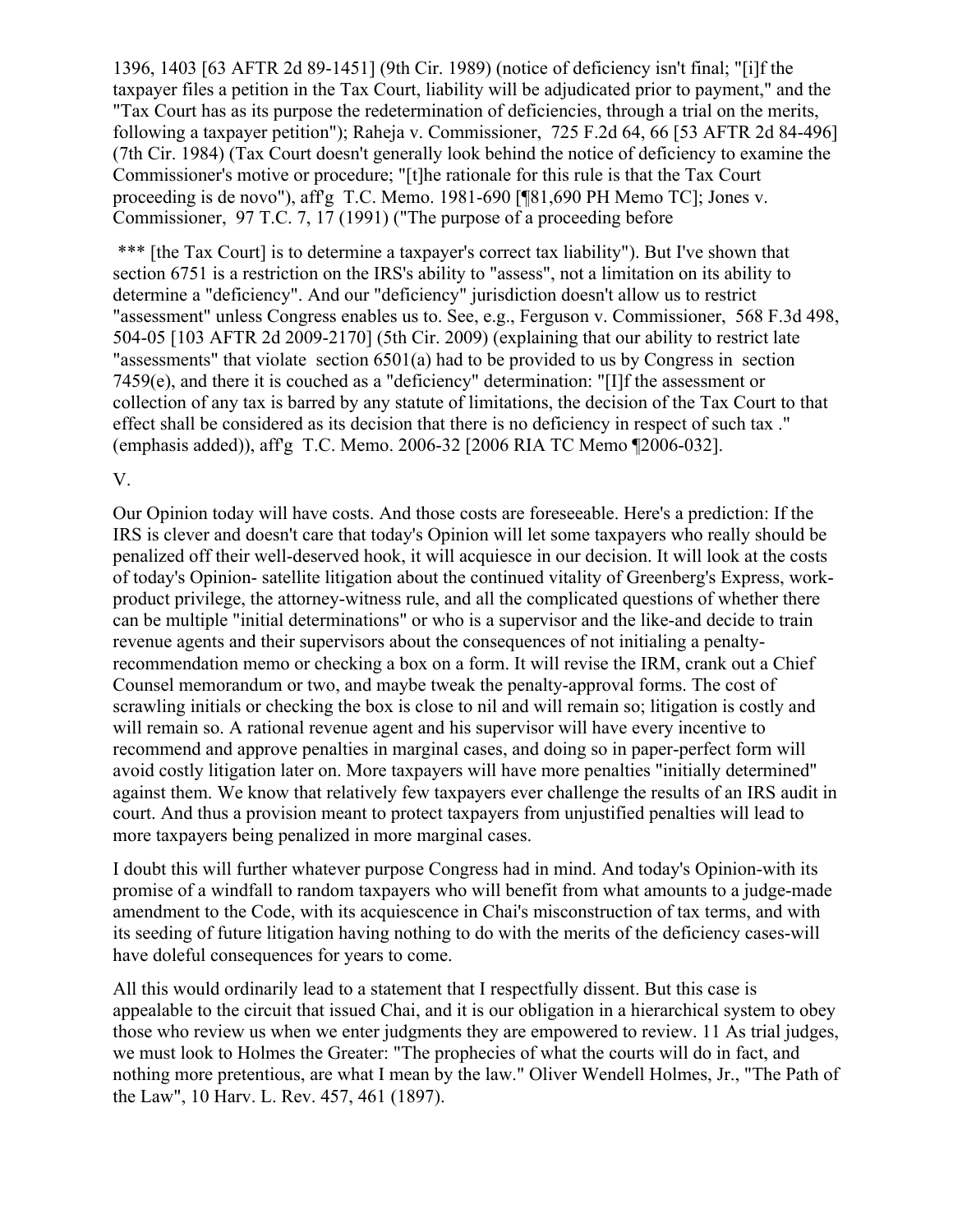1396, 1403 [63 AFTR 2d 89-1451] (9th Cir. 1989) (notice of deficiency isn't final; "[i]f the taxpayer files a petition in the Tax Court, liability will be adjudicated prior to payment," and the "Tax Court has as its purpose the redetermination of deficiencies, through a trial on the merits, following a taxpayer petition"); Raheja v. Commissioner, 725 F.2d 64, 66 [53 AFTR 2d 84-496] (7th Cir. 1984) (Tax Court doesn't generally look behind the notice of deficiency to examine the Commissioner's motive or procedure; "[t]he rationale for this rule is that the Tax Court proceeding is de novo"), aff'g T.C. Memo. 1981-690 [¶81,690 PH Memo TC]; Jones v. Commissioner, 97 T.C. 7, 17 (1991) ("The purpose of a proceeding before

*** [the Tax Court] is to determine a taxpayer's correct tax liability"). But I've shown that section 6751 is a restriction on the IRS's ability to "assess", not a limitation on its ability to determine a "deficiency". And our "deficiency" jurisdiction doesn't allow us to restrict "assessment" unless Congress enables us to. See, e.g., Ferguson v. Commissioner, 568 F.3d 498, 504-05 [103 AFTR 2d 2009-2170] (5th Cir. 2009) (explaining that our ability to restrict late "assessments" that violate section 6501(a) had to be provided to us by Congress in section 7459(e), and there it is couched as a "deficiency" determination: "[I]f the assessment or collection of any tax is barred by any statute of limitations, the decision of the Tax Court to that effect shall be considered as its decision that there is no deficiency in respect of such tax ." (emphasis added)), aff'g T.C. Memo. 2006-32 [2006 RIA TC Memo ¶2006-032].

V.

Our Opinion today will have costs. And those costs are foreseeable. Here's a prediction: If the IRS is clever and doesn't care that today's Opinion will let some taxpayers who really should be penalized off their well-deserved hook, it will acquiesce in our decision. It will look at the costs of today's Opinion- satellite litigation about the continued vitality of Greenberg's Express, work-product privilege, the attorney-witness rule, and all the complicated questions of whether there can be multiple "initial determinations" or who is a supervisor and the like-and decide to train revenue agents and their supervisors about the consequences of not initialing a penalty-recommendation memo or checking a box on a form. It will revise the IRM, crank out a Chief Counsel memorandum or two, and maybe tweak the penalty-approval forms. The cost of scrawling initials or checking the box is close to nil and will remain so; litigation is costly and will remain so. A rational revenue agent and his supervisor will have every incentive to recommend and approve penalties in marginal cases, and doing so in paper-perfect form will avoid costly litigation later on. More taxpayers will have more penalties "initially determined" against them. We know that relatively few taxpayers ever challenge the results of an IRS audit in court. And thus a provision meant to protect taxpayers from unjustified penalties will lead to more taxpayers being penalized in more marginal cases.

I doubt this will further whatever purpose Congress had in mind. And today's Opinion-with its promise of a windfall to random taxpayers who will benefit from what amounts to a judge-made amendment to the Code, with its acquiescence in Chai's misconstruction of tax terms, and with its seeding of future litigation having nothing to do with the merits of the deficiency cases-will have doleful consequences for years to come.

All this would ordinarily lead to a statement that I respectfully dissent. But this case is appealable to the circuit that issued Chai, and it is our obligation in a hierarchical system to obey those who review us when we enter judgments they are empowered to review. 11 As trial judges, we must look to Holmes the Greater: "The prophecies of what the courts will do in fact, and nothing more pretentious, are what I mean by the law." Oliver Wendell Holmes, Jr., "The Path of the Law", 10 Harv. L. Rev. 457, 461 (1897).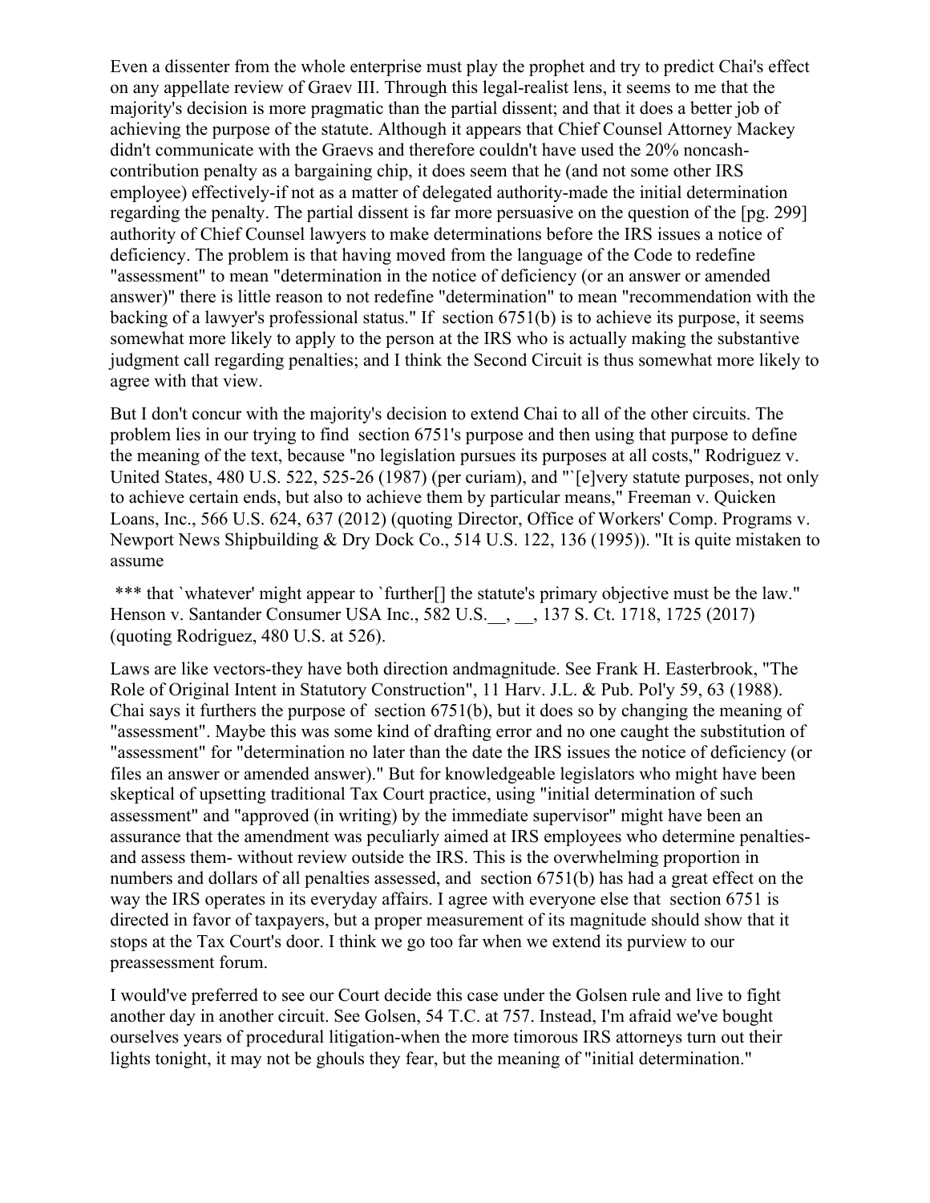Even a dissenter from the whole enterprise must play the prophet and try to predict Chai's effect on any appellate review of Graev III. Through this legal-realist lens, it seems to me that the majority's decision is more pragmatic than the partial dissent; and that it does a better job of achieving the purpose of the statute. Although it appears that Chief Counsel Attorney Mackey didn't communicate with the Graevs and therefore couldn't have used the 20% noncash-contribution penalty as a bargaining chip, it does seem that he (and not some other IRS employee) effectively-if not as a matter of delegated authority-made the initial determination regarding the penalty. The partial dissent is far more persuasive on the question of the [pg. 299] authority of Chief Counsel lawyers to make determinations before the IRS issues a notice of deficiency. The problem is that having moved from the language of the Code to redefine "assessment" to mean "determination in the notice of deficiency (or an answer or amended answer)" there is little reason to not redefine "determination" to mean "recommendation with the backing of a lawyer's professional status." If section 6751(b) is to achieve its purpose, it seems somewhat more likely to apply to the person at the IRS who is actually making the substantive judgment call regarding penalties; and I think the Second Circuit is thus somewhat more likely to agree with that view.

But I don't concur with the majority's decision to extend Chai to all of the other circuits. The problem lies in our trying to find section 6751's purpose and then using that purpose to define the meaning of the text, because "no legislation pursues its purposes at all costs," Rodriguez v. United States, 480 U.S. 522, 525-26 (1987) (per curiam), and "`[e]very statute purposes, not only to achieve certain ends, but also to achieve them by particular means," Freeman v. Quicken Loans, Inc., 566 U.S. 624, 637 (2012) (quoting Director, Office of Workers' Comp. Programs v. Newport News Shipbuilding & Dry Dock Co., 514 U.S. 122, 136 (1995)). "It is quite mistaken to assume

*** that `whatever' might appear to `further[] the statute's primary objective must be the law." Henson v. Santander Consumer USA Inc., 582 U.S.__, __, 137 S. Ct. 1718, 1725 (2017) (quoting Rodriguez, 480 U.S. at 526).

Laws are like vectors-they have both direction andmagnitude. See Frank H. Easterbrook, "The Role of Original Intent in Statutory Construction", 11 Harv. J.L. & Pub. Pol'y 59, 63 (1988). Chai says it furthers the purpose of section 6751(b), but it does so by changing the meaning of "assessment". Maybe this was some kind of drafting error and no one caught the substitution of "assessment" for "determination no later than the date the IRS issues the notice of deficiency (or files an answer or amended answer)." But for knowledgeable legislators who might have been skeptical of upsetting traditional Tax Court practice, using "initial determination of such assessment" and "approved (in writing) by the immediate supervisor" might have been an assurance that the amendment was peculiarly aimed at IRS employees who determine penalties- and assess them- without review outside the IRS. This is the overwhelming proportion in numbers and dollars of all penalties assessed, and section 6751(b) has had a great effect on the way the IRS operates in its everyday affairs. I agree with everyone else that section 6751 is directed in favor of taxpayers, but a proper measurement of its magnitude should show that it stops at the Tax Court's door. I think we go too far when we extend its purview to our preassessment forum.

I would've preferred to see our Court decide this case under the Golsen rule and live to fight another day in another circuit. See Golsen, 54 T.C. at 757. Instead, I'm afraid we've bought ourselves years of procedural litigation-when the more timorous IRS attorneys turn out their lights tonight, it may not be ghouls they fear, but the meaning of "initial determination."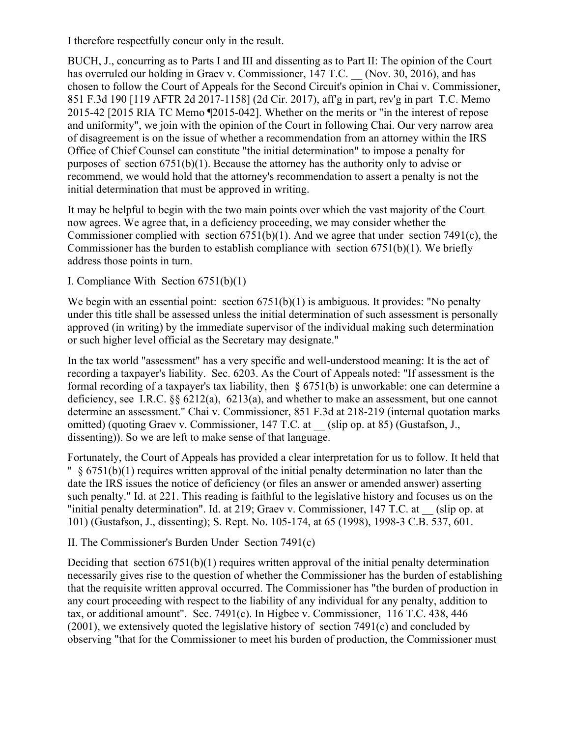I therefore respectfully concur only in the result.

BUCH, J., concurring as to Parts I and III and dissenting as to Part II: The opinion of the Court has overruled our holding in Graev v. Commissioner, 147 T.C. __ (Nov. 30, 2016), and has chosen to follow the Court of Appeals for the Second Circuit's opinion in Chai v. Commissioner, 851 F.3d 190 [119 AFTR 2d 2017-1158] (2d Cir. 2017), aff'g in part, rev'g in part T.C. Memo 2015-42 [2015 RIA TC Memo ¶2015-042]. Whether on the merits or "in the interest of repose and uniformity", we join with the opinion of the Court in following Chai. Our very narrow area of disagreement is on the issue of whether a recommendation from an attorney within the IRS Office of Chief Counsel can constitute "the initial determination" to impose a penalty for purposes of section 6751(b)(1). Because the attorney has the authority only to advise or recommend, we would hold that the attorney's recommendation to assert a penalty is not the initial determination that must be approved in writing.

It may be helpful to begin with the two main points over which the vast majority of the Court now agrees. We agree that, in a deficiency proceeding, we may consider whether the Commissioner complied with section 6751(b)(1). And we agree that under section 7491(c), the Commissioner has the burden to establish compliance with section 6751(b)(1). We briefly address those points in turn.

## I. Compliance With Section 6751(b)(1)

We begin with an essential point: section 6751(b)(1) is ambiguous. It provides: "No penalty under this title shall be assessed unless the initial determination of such assessment is personally approved (in writing) by the immediate supervisor of the individual making such determination or such higher level official as the Secretary may designate."

In the tax world "assessment" has a very specific and well-understood meaning: It is the act of recording a taxpayer's liability. Sec. 6203. As the Court of Appeals noted: "If assessment is the formal recording of a taxpayer's tax liability, then § 6751(b) is unworkable: one can determine a deficiency, see I.R.C. §§ 6212(a), 6213(a), and whether to make an assessment, but one cannot determine an assessment." Chai v. Commissioner, 851 F.3d at 218-219 (internal quotation marks omitted) (quoting Graev v. Commissioner, 147 T.C. at __ (slip op. at 85) (Gustafson, J., dissenting)). So we are left to make sense of that language.

Fortunately, the Court of Appeals has provided a clear interpretation for us to follow. It held that " § 6751(b)(1) requires written approval of the initial penalty determination no later than the date the IRS issues the notice of deficiency (or files an answer or amended answer) asserting such penalty." Id. at 221. This reading is faithful to the legislative history and focuses us on the "initial penalty determination". Id. at 219; Graev v. Commissioner, 147 T.C. at __ (slip op. at 101) (Gustafson, J., dissenting); S. Rept. No. 105-174, at 65 (1998), 1998-3 C.B. 537, 601.

## II. The Commissioner's Burden Under Section 7491(c)

Deciding that section 6751(b)(1) requires written approval of the initial penalty determination necessarily gives rise to the question of whether the Commissioner has the burden of establishing that the requisite written approval occurred. The Commissioner has "the burden of production in any court proceeding with respect to the liability of any individual for any penalty, addition to tax, or additional amount". Sec. 7491(c). In Higbee v. Commissioner, 116 T.C. 438, 446 (2001), we extensively quoted the legislative history of section 7491(c) and concluded by observing "that for the Commissioner to meet his burden of production, the Commissioner must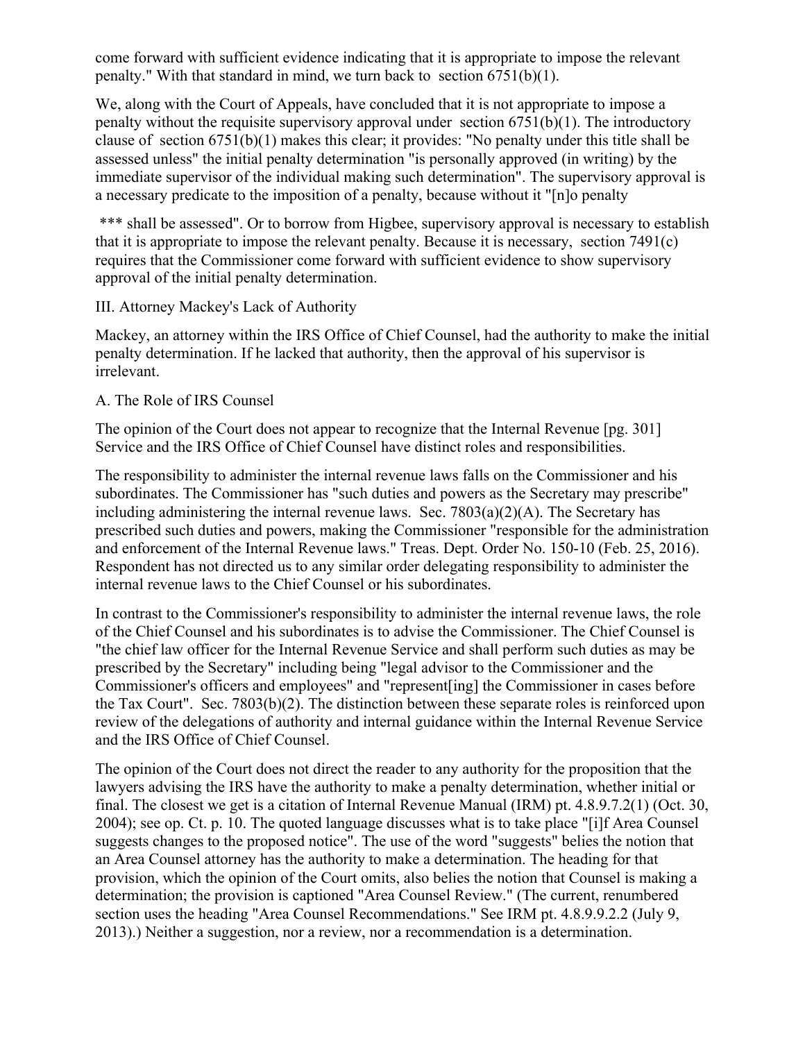come forward with sufficient evidence indicating that it is appropriate to impose the relevant penalty." With that standard in mind, we turn back to section 6751(b)(1).

We, along with the Court of Appeals, have concluded that it is not appropriate to impose a penalty without the requisite supervisory approval under section 6751(b)(1). The introductory clause of section 6751(b)(1) makes this clear; it provides: "No penalty under this title shall be assessed unless" the initial penalty determination "is personally approved (in writing) by the immediate supervisor of the individual making such determination". The supervisory approval is a necessary predicate to the imposition of a penalty, because without it "[n]o penalty

*** shall be assessed". Or to borrow from Higbee, supervisory approval is necessary to establish that it is appropriate to impose the relevant penalty. Because it is necessary, section 7491(c) requires that the Commissioner come forward with sufficient evidence to show supervisory approval of the initial penalty determination.

III. Attorney Mackey's Lack of Authority

Mackey, an attorney within the IRS Office of Chief Counsel, had the authority to make the initial penalty determination. If he lacked that authority, then the approval of his supervisor is irrelevant.

A. The Role of IRS Counsel

The opinion of the Court does not appear to recognize that the Internal Revenue [pg. 301] Service and the IRS Office of Chief Counsel have distinct roles and responsibilities.

The responsibility to administer the internal revenue laws falls on the Commissioner and his subordinates. The Commissioner has "such duties and powers as the Secretary may prescribe" including administering the internal revenue laws. Sec. 7803(a)(2)(A). The Secretary has prescribed such duties and powers, making the Commissioner "responsible for the administration and enforcement of the Internal Revenue laws." Treas. Dept. Order No. 150-10 (Feb. 25, 2016). Respondent has not directed us to any similar order delegating responsibility to administer the internal revenue laws to the Chief Counsel or his subordinates.

In contrast to the Commissioner's responsibility to administer the internal revenue laws, the role of the Chief Counsel and his subordinates is to advise the Commissioner. The Chief Counsel is "the chief law officer for the Internal Revenue Service and shall perform such duties as may be prescribed by the Secretary" including being "legal advisor to the Commissioner and the Commissioner's officers and employees" and "represent[ing] the Commissioner in cases before the Tax Court". Sec. 7803(b)(2). The distinction between these separate roles is reinforced upon review of the delegations of authority and internal guidance within the Internal Revenue Service and the IRS Office of Chief Counsel.

The opinion of the Court does not direct the reader to any authority for the proposition that the lawyers advising the IRS have the authority to make a penalty determination, whether initial or final. The closest we get is a citation of Internal Revenue Manual (IRM) pt. 4.8.9.7.2(1) (Oct. 30, 2004); see op. Ct. p. 10. The quoted language discusses what is to take place "[i]f Area Counsel suggests changes to the proposed notice". The use of the word "suggests" belies the notion that an Area Counsel attorney has the authority to make a determination. The heading for that provision, which the opinion of the Court omits, also belies the notion that Counsel is making a determination; the provision is captioned "Area Counsel Review." (The current, renumbered section uses the heading "Area Counsel Recommendations." See IRM pt. 4.8.9.9.2.2 (July 9, 2013).) Neither a suggestion, nor a review, nor a recommendation is a determination.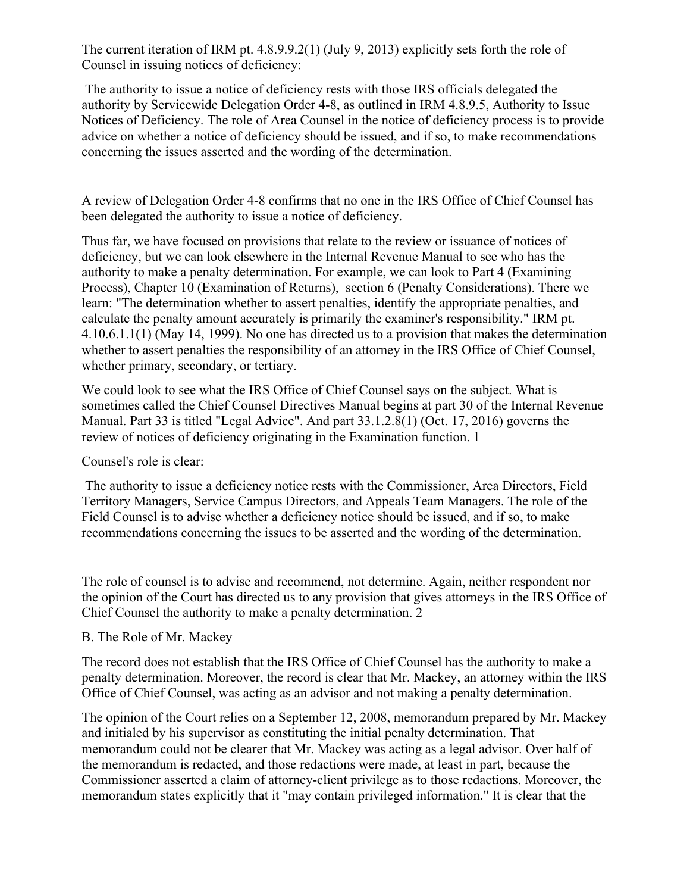The current iteration of IRM pt. 4.8.9.9.2(1) (July 9, 2013) explicitly sets forth the role of Counsel in issuing notices of deficiency:

> The authority to issue a notice of deficiency rests with those IRS officials delegated the authority by Servicewide Delegation Order 4-8, as outlined in IRM 4.8.9.5, Authority to Issue Notices of Deficiency. The role of Area Counsel in the notice of deficiency process is to provide advice on whether a notice of deficiency should be issued, and if so, to make recommendations concerning the issues asserted and the wording of the determination.

A review of Delegation Order 4-8 confirms that no one in the IRS Office of Chief Counsel has been delegated the authority to issue a notice of deficiency.

Thus far, we have focused on provisions that relate to the review or issuance of notices of deficiency, but we can look elsewhere in the Internal Revenue Manual to see who has the authority to make a penalty determination. For example, we can look to Part 4 (Examining Process), Chapter 10 (Examination of Returns), section 6 (Penalty Considerations). There we learn: "The determination whether to assert penalties, identify the appropriate penalties, and calculate the penalty amount accurately is primarily the examiner's responsibility." IRM pt. 4.10.6.1.1(1) (May 14, 1999). No one has directed us to a provision that makes the determination whether to assert penalties the responsibility of an attorney in the IRS Office of Chief Counsel, whether primary, secondary, or tertiary.

We could look to see what the IRS Office of Chief Counsel says on the subject. What is sometimes called the Chief Counsel Directives Manual begins at part 30 of the Internal Revenue Manual. Part 33 is titled "Legal Advice". And part 33.1.2.8(1) (Oct. 17, 2016) governs the review of notices of deficiency originating in the Examination function. 1

Counsel's role is clear:

> The authority to issue a deficiency notice rests with the Commissioner, Area Directors, Field Territory Managers, Service Campus Directors, and Appeals Team Managers. The role of the Field Counsel is to advise whether a deficiency notice should be issued, and if so, to make recommendations concerning the issues to be asserted and the wording of the determination.

The role of counsel is to advise and recommend, not determine. Again, neither respondent nor the opinion of the Court has directed us to any provision that gives attorneys in the IRS Office of Chief Counsel the authority to make a penalty determination. 2

B. The Role of Mr. Mackey

The record does not establish that the IRS Office of Chief Counsel has the authority to make a penalty determination. Moreover, the record is clear that Mr. Mackey, an attorney within the IRS Office of Chief Counsel, was acting as an advisor and not making a penalty determination.

The opinion of the Court relies on a September 12, 2008, memorandum prepared by Mr. Mackey and initialed by his supervisor as constituting the initial penalty determination. That memorandum could not be clearer that Mr. Mackey was acting as a legal advisor. Over half of the memorandum is redacted, and those redactions were made, at least in part, because the Commissioner asserted a claim of attorney-client privilege as to those redactions. Moreover, the memorandum states explicitly that it "may contain privileged information." It is clear that the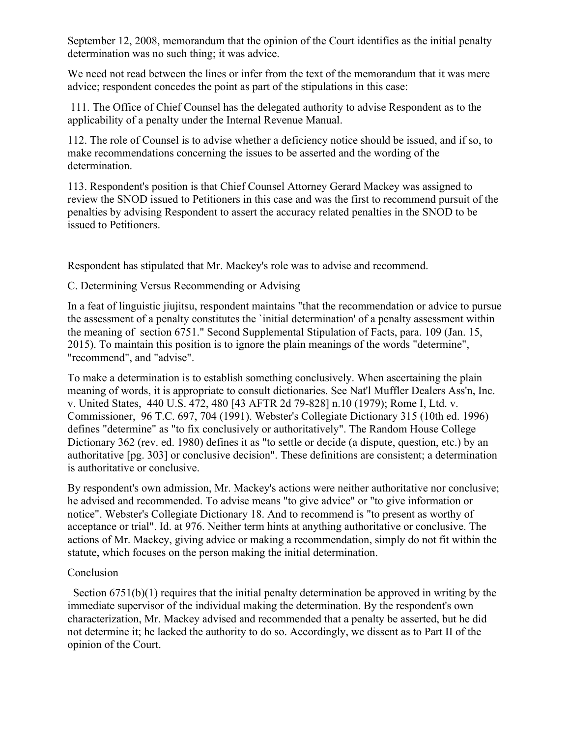September 12, 2008, memorandum that the opinion of the Court identifies as the initial penalty determination was no such thing; it was advice.

We need not read between the lines or infer from the text of the memorandum that it was mere advice; respondent concedes the point as part of the stipulations in this case:

111. The Office of Chief Counsel has the delegated authority to advise Respondent as to the applicability of a penalty under the Internal Revenue Manual.

112. The role of Counsel is to advise whether a deficiency notice should be issued, and if so, to make recommendations concerning the issues to be asserted and the wording of the determination.

113. Respondent's position is that Chief Counsel Attorney Gerard Mackey was assigned to review the SNOD issued to Petitioners in this case and was the first to recommend pursuit of the penalties by advising Respondent to assert the accuracy related penalties in the SNOD to be issued to Petitioners.

Respondent has stipulated that Mr. Mackey's role was to advise and recommend.

C. Determining Versus Recommending or Advising

In a feat of linguistic jiujitsu, respondent maintains "that the recommendation or advice to pursue the assessment of a penalty constitutes the `initial determination' of a penalty assessment within the meaning of section 6751." Second Supplemental Stipulation of Facts, para. 109 (Jan. 15, 2015). To maintain this position is to ignore the plain meanings of the words "determine", "recommend", and "advise".

To make a determination is to establish something conclusively. When ascertaining the plain meaning of words, it is appropriate to consult dictionaries. See Nat'l Muffler Dealers Ass'n, Inc. v. United States, 440 U.S. 472, 480 [43 AFTR 2d 79-828] n.10 (1979); Rome I, Ltd. v. Commissioner, 96 T.C. 697, 704 (1991). Webster's Collegiate Dictionary 315 (10th ed. 1996) defines "determine" as "to fix conclusively or authoritatively". The Random House College Dictionary 362 (rev. ed. 1980) defines it as "to settle or decide (a dispute, question, etc.) by an authoritative [pg. 303] or conclusive decision". These definitions are consistent; a determination is authoritative or conclusive.

By respondent's own admission, Mr. Mackey's actions were neither authoritative nor conclusive; he advised and recommended. To advise means "to give advice" or "to give information or notice". Webster's Collegiate Dictionary 18. And to recommend is "to present as worthy of acceptance or trial". Id. at 976. Neither term hints at anything authoritative or conclusive. The actions of Mr. Mackey, giving advice or making a recommendation, simply do not fit within the statute, which focuses on the person making the initial determination.

Conclusion

Section 6751(b)(1) requires that the initial penalty determination be approved in writing by the immediate supervisor of the individual making the determination. By the respondent's own characterization, Mr. Mackey advised and recommended that a penalty be asserted, but he did not determine it; he lacked the authority to do so. Accordingly, we dissent as to Part II of the opinion of the Court.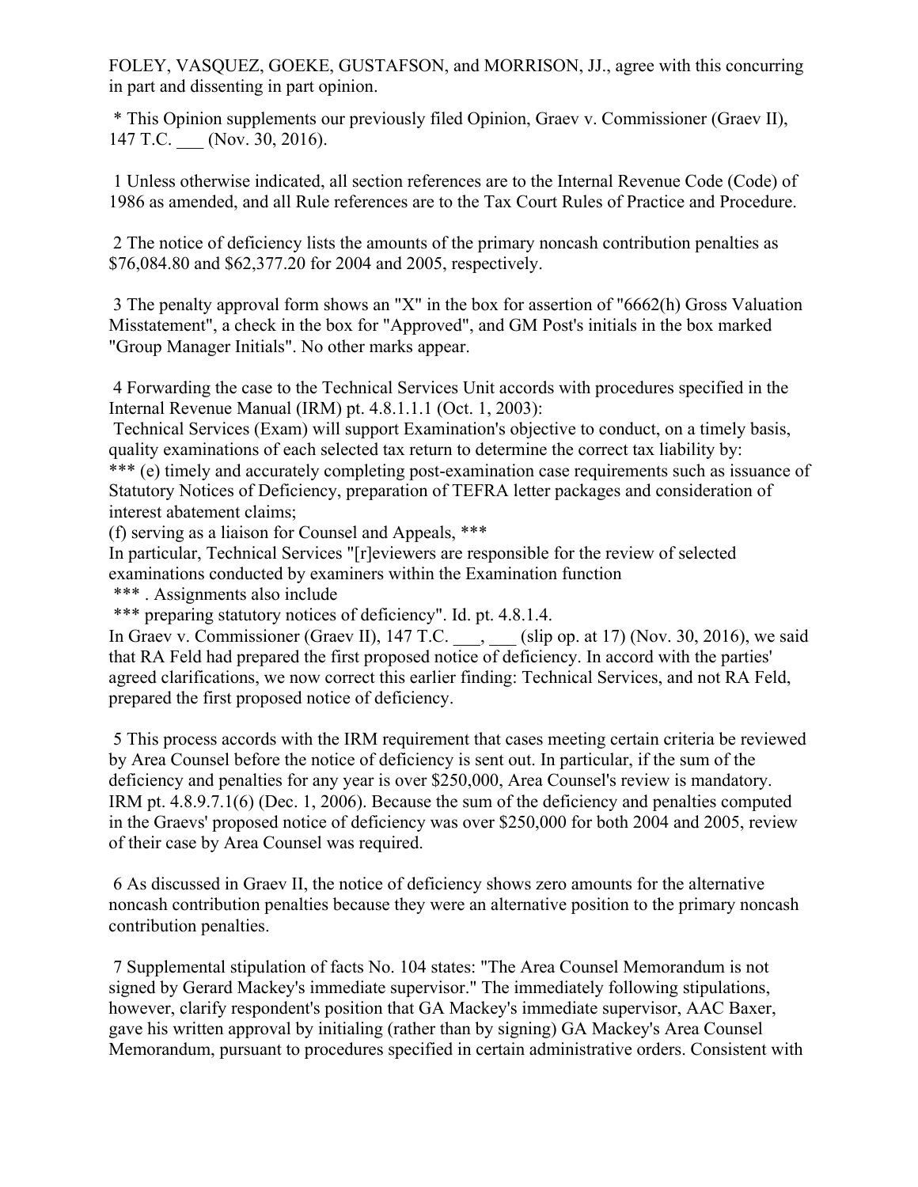FOLEY, VASQUEZ, GOEKE, GUSTAFSON, and MORRISON, JJ., agree with this concurring in part and dissenting in part opinion.

* This Opinion supplements our previously filed Opinion, Graev v. Commissioner (Graev II), 147 T.C. ___ (Nov. 30, 2016).

1 Unless otherwise indicated, all section references are to the Internal Revenue Code (Code) of 1986 as amended, and all Rule references are to the Tax Court Rules of Practice and Procedure.

2 The notice of deficiency lists the amounts of the primary noncash contribution penalties as $76,084.80 and $62,377.20 for 2004 and 2005, respectively.

3 The penalty approval form shows an "X" in the box for assertion of "6662(h) Gross Valuation Misstatement", a check in the box for "Approved", and GM Post's initials in the box marked "Group Manager Initials". No other marks appear.

4 Forwarding the case to the Technical Services Unit accords with procedures specified in the Internal Revenue Manual (IRM) pt. 4.8.1.1.1 (Oct. 1, 2003):

Technical Services (Exam) will support Examination's objective to conduct, on a timely basis, quality examinations of each selected tax return to determine the correct tax liability by:
*** (e) timely and accurately completing post-examination case requirements such as issuance of Statutory Notices of Deficiency, preparation of TEFRA letter packages and consideration of interest abatement claims;
(f) serving as a liaison for Counsel and Appeals, ***

In particular, Technical Services "[r]eviewers are responsible for the review of selected examinations conducted by examiners within the Examination function
*** . Assignments also include
*** preparing statutory notices of deficiency". Id. pt. 4.8.1.4.

In Graev v. Commissioner (Graev II), 147 T.C. ___, ___ (slip op. at 17) (Nov. 30, 2016), we said that RA Feld had prepared the first proposed notice of deficiency. In accord with the parties' agreed clarifications, we now correct this earlier finding: Technical Services, and not RA Feld, prepared the first proposed notice of deficiency.

5 This process accords with the IRM requirement that cases meeting certain criteria be reviewed by Area Counsel before the notice of deficiency is sent out. In particular, if the sum of the deficiency and penalties for any year is over $250,000, Area Counsel's review is mandatory. IRM pt. 4.8.9.7.1(6) (Dec. 1, 2006). Because the sum of the deficiency and penalties computed in the Graevs' proposed notice of deficiency was over $250,000 for both 2004 and 2005, review of their case by Area Counsel was required.

6 As discussed in Graev II, the notice of deficiency shows zero amounts for the alternative noncash contribution penalties because they were an alternative position to the primary noncash contribution penalties.

7 Supplemental stipulation of facts No. 104 states: "The Area Counsel Memorandum is not signed by Gerard Mackey's immediate supervisor." The immediately following stipulations, however, clarify respondent's position that GA Mackey's immediate supervisor, AAC Baxer, gave his written approval by initialing (rather than by signing) GA Mackey's Area Counsel Memorandum, pursuant to procedures specified in certain administrative orders. Consistent with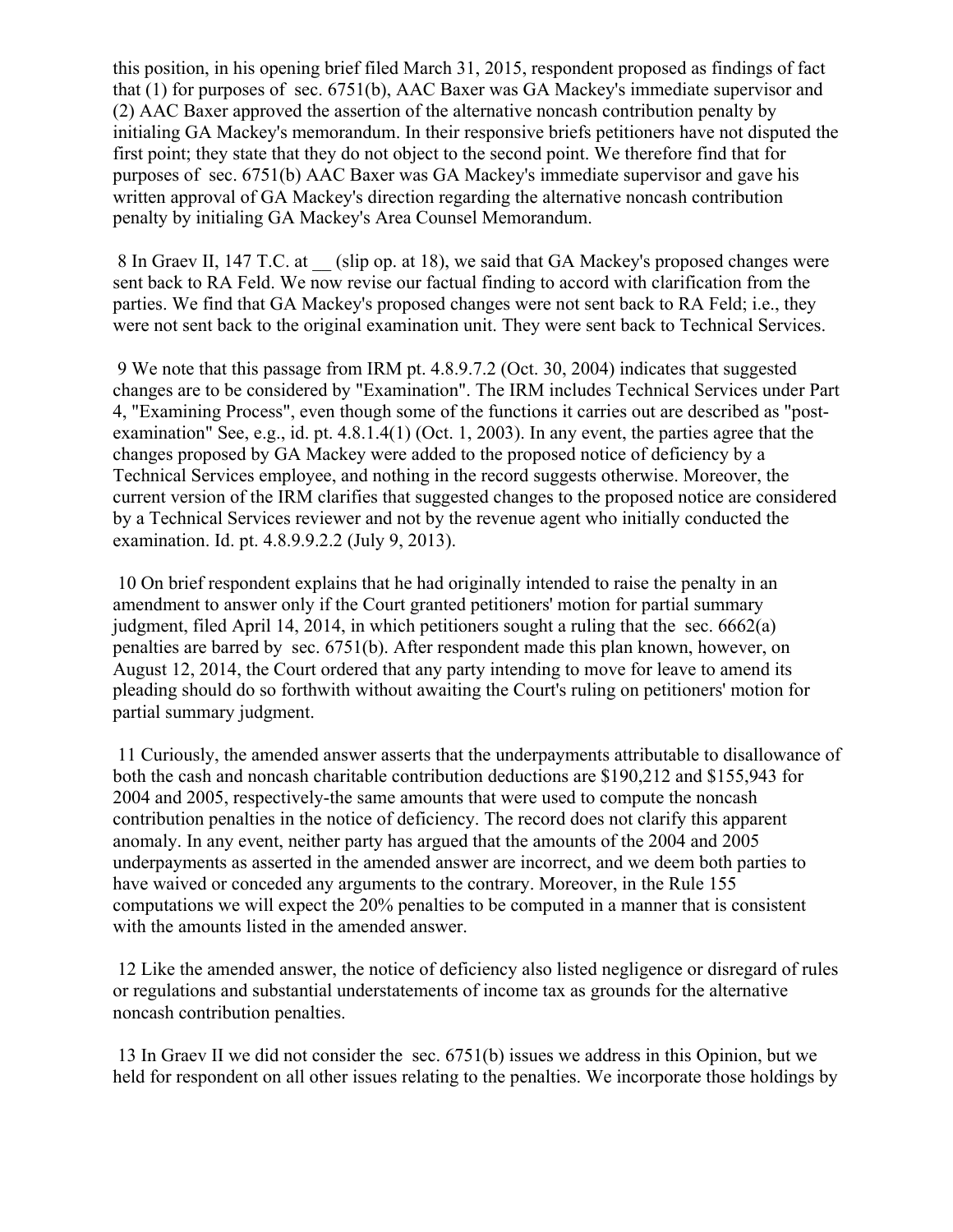this position, in his opening brief filed March 31, 2015, respondent proposed as findings of fact that (1) for purposes of sec. 6751(b), AAC Baxer was GA Mackey's immediate supervisor and (2) AAC Baxer approved the assertion of the alternative noncash contribution penalty by initialing GA Mackey's memorandum. In their responsive briefs petitioners have not disputed the first point; they state that they do not object to the second point. We therefore find that for purposes of sec. 6751(b) AAC Baxer was GA Mackey's immediate supervisor and gave his written approval of GA Mackey's direction regarding the alternative noncash contribution penalty by initialing GA Mackey's Area Counsel Memorandum.

8 In Graev II, 147 T.C. at __ (slip op. at 18), we said that GA Mackey's proposed changes were sent back to RA Feld. We now revise our factual finding to accord with clarification from the parties. We find that GA Mackey's proposed changes were not sent back to RA Feld; i.e., they were not sent back to the original examination unit. They were sent back to Technical Services.

9 We note that this passage from IRM pt. 4.8.9.7.2 (Oct. 30, 2004) indicates that suggested changes are to be considered by "Examination". The IRM includes Technical Services under Part 4, "Examining Process", even though some of the functions it carries out are described as "post-examination" See, e.g., id. pt. 4.8.1.4(1) (Oct. 1, 2003). In any event, the parties agree that the changes proposed by GA Mackey were added to the proposed notice of deficiency by a Technical Services employee, and nothing in the record suggests otherwise. Moreover, the current version of the IRM clarifies that suggested changes to the proposed notice are considered by a Technical Services reviewer and not by the revenue agent who initially conducted the examination. Id. pt. 4.8.9.9.2.2 (July 9, 2013).

10 On brief respondent explains that he had originally intended to raise the penalty in an amendment to answer only if the Court granted petitioners' motion for partial summary judgment, filed April 14, 2014, in which petitioners sought a ruling that the sec. 6662(a) penalties are barred by sec. 6751(b). After respondent made this plan known, however, on August 12, 2014, the Court ordered that any party intending to move for leave to amend its pleading should do so forthwith without awaiting the Court's ruling on petitioners' motion for partial summary judgment.

11 Curiously, the amended answer asserts that the underpayments attributable to disallowance of both the cash and noncash charitable contribution deductions are $190,212 and $155,943 for 2004 and 2005, respectively-the same amounts that were used to compute the noncash contribution penalties in the notice of deficiency. The record does not clarify this apparent anomaly. In any event, neither party has argued that the amounts of the 2004 and 2005 underpayments as asserted in the amended answer are incorrect, and we deem both parties to have waived or conceded any arguments to the contrary. Moreover, in the Rule 155 computations we will expect the 20% penalties to be computed in a manner that is consistent with the amounts listed in the amended answer.

12 Like the amended answer, the notice of deficiency also listed negligence or disregard of rules or regulations and substantial understatements of income tax as grounds for the alternative noncash contribution penalties.

13 In Graev II we did not consider the sec. 6751(b) issues we address in this Opinion, but we held for respondent on all other issues relating to the penalties. We incorporate those holdings by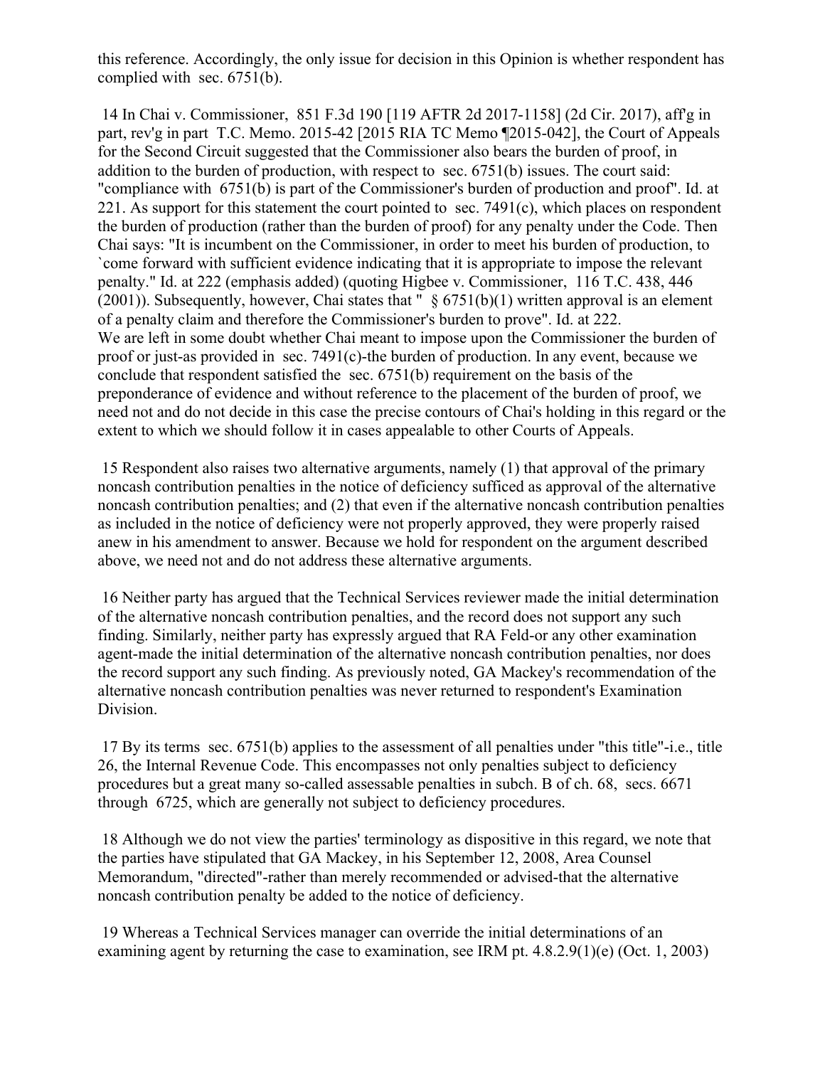this reference. Accordingly, the only issue for decision in this Opinion is whether respondent has complied with sec. 6751(b).

14 In Chai v. Commissioner, 851 F.3d 190 [119 AFTR 2d 2017-1158] (2d Cir. 2017), aff'g in part, rev'g in part T.C. Memo. 2015-42 [2015 RIA TC Memo ¶2015-042], the Court of Appeals for the Second Circuit suggested that the Commissioner also bears the burden of proof, in addition to the burden of production, with respect to sec. 6751(b) issues. The court said: "compliance with 6751(b) is part of the Commissioner's burden of production and proof". Id. at 221. As support for this statement the court pointed to sec. 7491(c), which places on respondent the burden of production (rather than the burden of proof) for any penalty under the Code. Then Chai says: "It is incumbent on the Commissioner, in order to meet his burden of production, to `come forward with sufficient evidence indicating that it is appropriate to impose the relevant penalty." Id. at 222 (emphasis added) (quoting Higbee v. Commissioner, 116 T.C. 438, 446 (2001)). Subsequently, however, Chai states that " § 6751(b)(1) written approval is an element of a penalty claim and therefore the Commissioner's burden to prove". Id. at 222.
We are left in some doubt whether Chai meant to impose upon the Commissioner the burden of proof or just-as provided in sec. 7491(c)-the burden of production. In any event, because we conclude that respondent satisfied the sec. 6751(b) requirement on the basis of the preponderance of evidence and without reference to the placement of the burden of proof, we need not and do not decide in this case the precise contours of Chai's holding in this regard or the extent to which we should follow it in cases appealable to other Courts of Appeals.

15 Respondent also raises two alternative arguments, namely (1) that approval of the primary noncash contribution penalties in the notice of deficiency sufficed as approval of the alternative noncash contribution penalties; and (2) that even if the alternative noncash contribution penalties as included in the notice of deficiency were not properly approved, they were properly raised anew in his amendment to answer. Because we hold for respondent on the argument described above, we need not and do not address these alternative arguments.

16 Neither party has argued that the Technical Services reviewer made the initial determination of the alternative noncash contribution penalties, and the record does not support any such finding. Similarly, neither party has expressly argued that RA Feld-or any other examination agent-made the initial determination of the alternative noncash contribution penalties, nor does the record support any such finding. As previously noted, GA Mackey's recommendation of the alternative noncash contribution penalties was never returned to respondent's Examination Division.

17 By its terms sec. 6751(b) applies to the assessment of all penalties under "this title"-i.e., title 26, the Internal Revenue Code. This encompasses not only penalties subject to deficiency procedures but a great many so-called assessable penalties in subch. B of ch. 68, secs. 6671 through 6725, which are generally not subject to deficiency procedures.

18 Although we do not view the parties' terminology as dispositive in this regard, we note that the parties have stipulated that GA Mackey, in his September 12, 2008, Area Counsel Memorandum, "directed"-rather than merely recommended or advised-that the alternative noncash contribution penalty be added to the notice of deficiency.

19 Whereas a Technical Services manager can override the initial determinations of an examining agent by returning the case to examination, see IRM pt. 4.8.2.9(1)(e) (Oct. 1, 2003)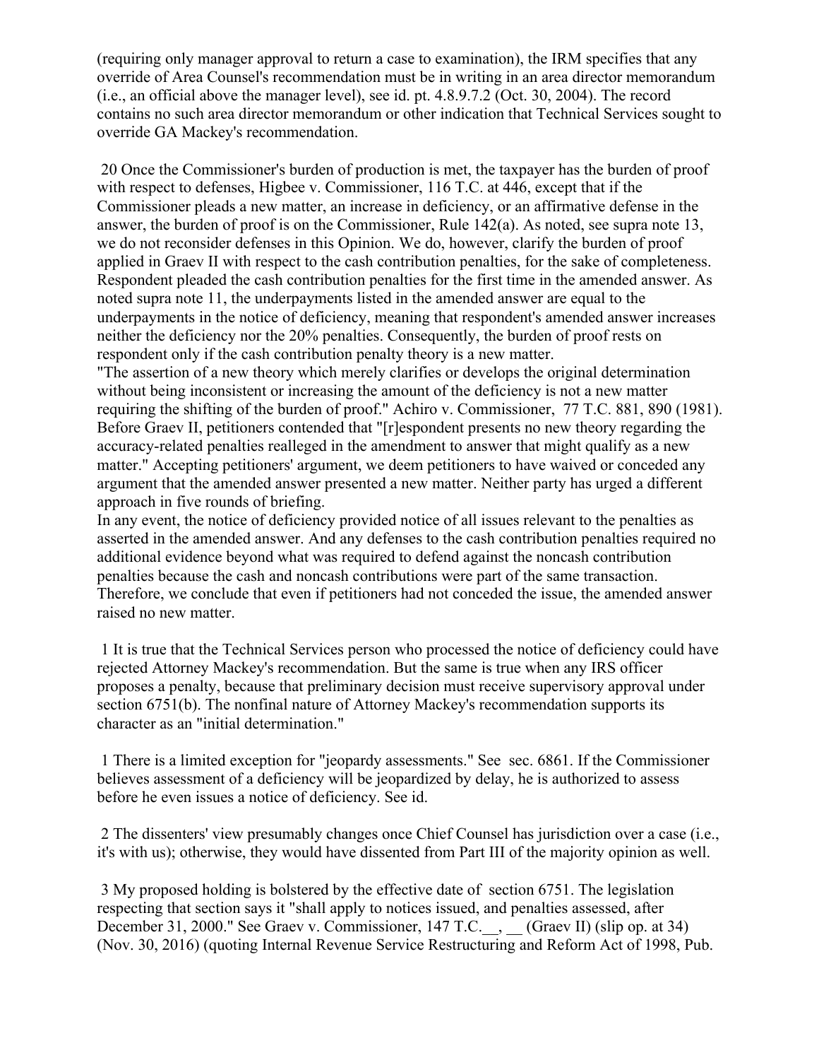(requiring only manager approval to return a case to examination), the IRM specifies that any override of Area Counsel's recommendation must be in writing in an area director memorandum (i.e., an official above the manager level), see id. pt. 4.8.9.7.2 (Oct. 30, 2004). The record contains no such area director memorandum or other indication that Technical Services sought to override GA Mackey's recommendation.

20 Once the Commissioner's burden of production is met, the taxpayer has the burden of proof with respect to defenses, Higbee v. Commissioner, 116 T.C. at 446, except that if the Commissioner pleads a new matter, an increase in deficiency, or an affirmative defense in the answer, the burden of proof is on the Commissioner, Rule 142(a). As noted, see supra note 13, we do not reconsider defenses in this Opinion. We do, however, clarify the burden of proof applied in Graev II with respect to the cash contribution penalties, for the sake of completeness. Respondent pleaded the cash contribution penalties for the first time in the amended answer. As noted supra note 11, the underpayments listed in the amended answer are equal to the underpayments in the notice of deficiency, meaning that respondent's amended answer increases neither the deficiency nor the 20% penalties. Consequently, the burden of proof rests on respondent only if the cash contribution penalty theory is a new matter.

"The assertion of a new theory which merely clarifies or develops the original determination without being inconsistent or increasing the amount of the deficiency is not a new matter requiring the shifting of the burden of proof." Achiro v. Commissioner, 77 T.C. 881, 890 (1981). Before Graev II, petitioners contended that "[r]espondent presents no new theory regarding the accuracy-related penalties realleged in the amendment to answer that might qualify as a new matter." Accepting petitioners' argument, we deem petitioners to have waived or conceded any argument that the amended answer presented a new matter. Neither party has urged a different approach in five rounds of briefing.

In any event, the notice of deficiency provided notice of all issues relevant to the penalties as asserted in the amended answer. And any defenses to the cash contribution penalties required no additional evidence beyond what was required to defend against the noncash contribution penalties because the cash and noncash contributions were part of the same transaction. Therefore, we conclude that even if petitioners had not conceded the issue, the amended answer raised no new matter.

1 It is true that the Technical Services person who processed the notice of deficiency could have rejected Attorney Mackey's recommendation. But the same is true when any IRS officer proposes a penalty, because that preliminary decision must receive supervisory approval under section 6751(b). The nonfinal nature of Attorney Mackey's recommendation supports its character as an "initial determination."

1 There is a limited exception for "jeopardy assessments." See sec. 6861. If the Commissioner believes assessment of a deficiency will be jeopardized by delay, he is authorized to assess before he even issues a notice of deficiency. See id.

2 The dissenters' view presumably changes once Chief Counsel has jurisdiction over a case (i.e., it's with us); otherwise, they would have dissented from Part III of the majority opinion as well.

3 My proposed holding is bolstered by the effective date of section 6751. The legislation respecting that section says it "shall apply to notices issued, and penalties assessed, after December 31, 2000." See Graev v. Commissioner, 147 T.C.__, __ (Graev II) (slip op. at 34) (Nov. 30, 2016) (quoting Internal Revenue Service Restructuring and Reform Act of 1998, Pub.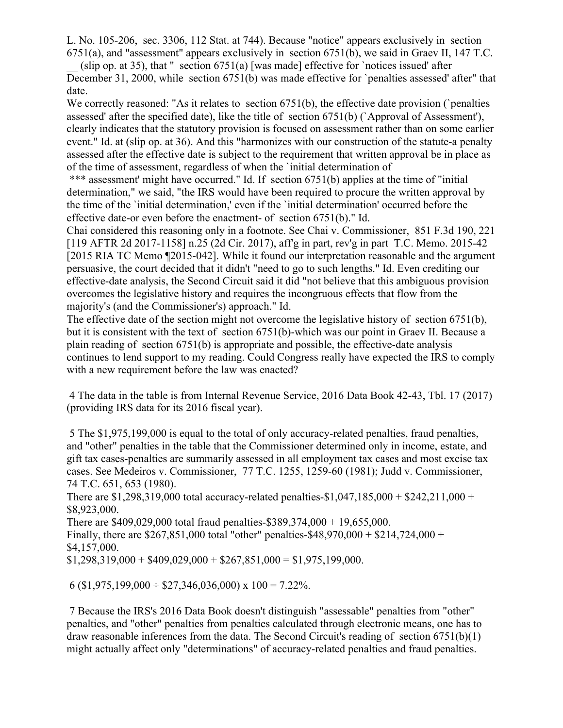L. No. 105-206, sec. 3306, 112 Stat. at 744). Because "notice" appears exclusively in section 6751(a), and "assessment" appears exclusively in section 6751(b), we said in Graev II, 147 T.C. __ (slip op. at 35), that " section 6751(a) [was made] effective for `notices issued' after December 31, 2000, while section 6751(b) was made effective for `penalties assessed' after" that date.

We correctly reasoned: "As it relates to section 6751(b), the effective date provision (`penalties assessed' after the specified date), like the title of section 6751(b) (`Approval of Assessment'), clearly indicates that the statutory provision is focused on assessment rather than on some earlier event." Id. at (slip op. at 36). And this "harmonizes with our construction of the statute-a penalty assessed after the effective date is subject to the requirement that written approval be in place as of the time of assessment, regardless of when the `initial determination of *** assessment' might have occurred." Id. If section 6751(b) applies at the time of "initial determination," we said, "the IRS would have been required to procure the written approval by the time of the `initial determination,' even if the `initial determination' occurred before the effective date-or even before the enactment- of section 6751(b)." Id.

Chai considered this reasoning only in a footnote. See Chai v. Commissioner, 851 F.3d 190, 221 [119 AFTR 2d 2017-1158] n.25 (2d Cir. 2017), aff'g in part, rev'g in part T.C. Memo. 2015-42 [2015 RIA TC Memo ¶2015-042]. While it found our interpretation reasonable and the argument persuasive, the court decided that it didn't "need to go to such lengths." Id. Even crediting our effective-date analysis, the Second Circuit said it did "not believe that this ambiguous provision overcomes the legislative history and requires the incongruous effects that flow from the majority's (and the Commissioner's) approach." Id.

The effective date of the section might not overcome the legislative history of section 6751(b), but it is consistent with the text of section 6751(b)-which was our point in Graev II. Because a plain reading of section 6751(b) is appropriate and possible, the effective-date analysis continues to lend support to my reading. Could Congress really have expected the IRS to comply with a new requirement before the law was enacted?

4 The data in the table is from Internal Revenue Service, 2016 Data Book 42-43, Tbl. 17 (2017) (providing IRS data for its 2016 fiscal year).

5 The $1,975,199,000 is equal to the total of only accuracy-related penalties, fraud penalties, and "other" penalties in the table that the Commissioner determined only in income, estate, and gift tax cases-penalties are summarily assessed in all employment tax cases and most excise tax cases. See Medeiros v. Commissioner, 77 T.C. 1255, 1259-60 (1981); Judd v. Commissioner, 74 T.C. 651, 653 (1980).

There are $1,298,319,000 total accuracy-related penalties-$1,047,185,000 + $242,211,000 + $8,923,000.

There are $409,029,000 total fraud penalties-$389,374,000 + 19,655,000.

Finally, there are $267,851,000 total "other" penalties-$48,970,000 + $214,724,000 + $4,157,000.

$1,298,319,000 + $409,029,000 + $267,851,000 = $1,975,199,000.

6 ($1,975,199,000 ÷ $27,346,036,000) x 100 = 7.22%.

7 Because the IRS's 2016 Data Book doesn't distinguish "assessable" penalties from "other" penalties, and "other" penalties from penalties calculated through electronic means, one has to draw reasonable inferences from the data. The Second Circuit's reading of section 6751(b)(1) might actually affect only "determinations" of accuracy-related penalties and fraud penalties.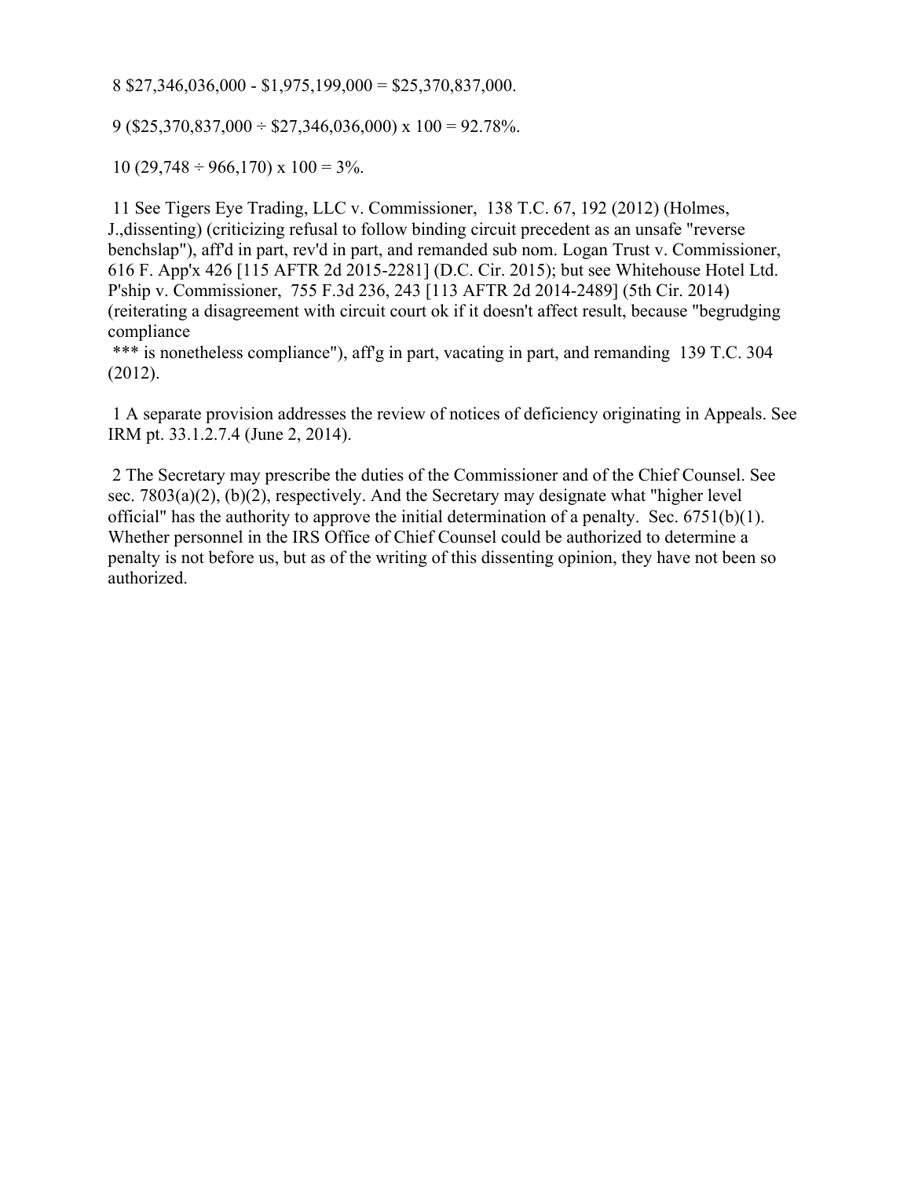8 $27,346,036,000 - $1,975,199,000 = $25,370,837,000.

9 ($25,370,837,000 ÷ $27,346,036,000) x 100 = 92.78%.

10 (29,748 ÷ 966,170) x 100 = 3%.

11 See Tigers Eye Trading, LLC v. Commissioner, 138 T.C. 67, 192 (2012) (Holmes, J.,dissenting) (criticizing refusal to follow binding circuit precedent as an unsafe "reverse benchslap"), aff'd in part, rev'd in part, and remanded sub nom. Logan Trust v. Commissioner, 616 F. App'x 426 [115 AFTR 2d 2015-2281] (D.C. Cir. 2015); but see Whitehouse Hotel Ltd. P'ship v. Commissioner, 755 F.3d 236, 243 [113 AFTR 2d 2014-2489] (5th Cir. 2014) (reiterating a disagreement with circuit court ok if it doesn't affect result, because "begrudging compliance *** is nonetheless compliance"), aff'g in part, vacating in part, and remanding 139 T.C. 304 (2012).

1 A separate provision addresses the review of notices of deficiency originating in Appeals. See IRM pt. 33.1.2.7.4 (June 2, 2014).

2 The Secretary may prescribe the duties of the Commissioner and of the Chief Counsel. See sec. 7803(a)(2), (b)(2), respectively. And the Secretary may designate what "higher level official" has the authority to approve the initial determination of a penalty. Sec. 6751(b)(1). Whether personnel in the IRS Office of Chief Counsel could be authorized to determine a penalty is not before us, but as of the writing of this dissenting opinion, they have not been so authorized.